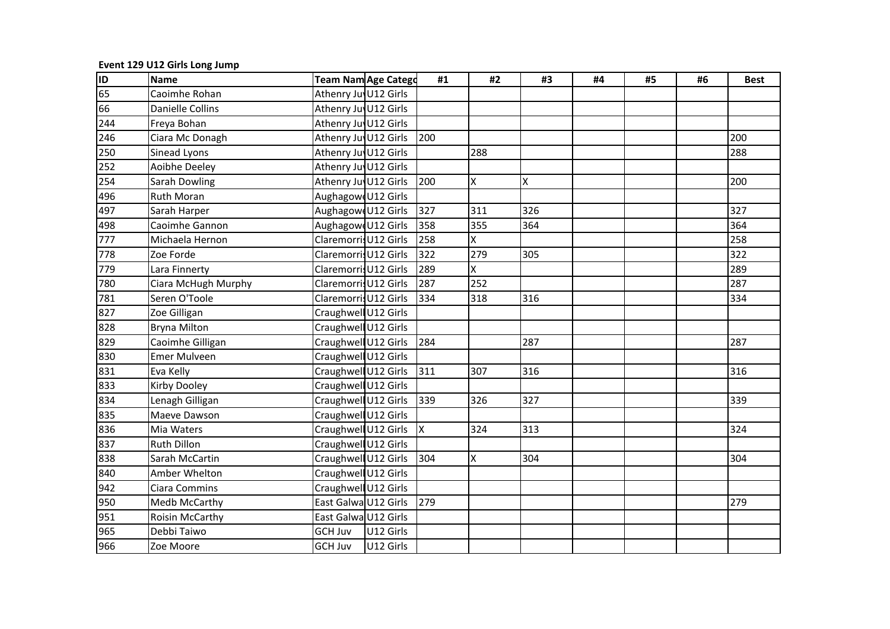**Event 129 U12 Girls Long Jump**

| ID | Name | Team Nam | Age Catego | #1 | #2 | #3 | #4 | #5 | #6 | Best |
|---|---|---|---|---|---|---|---|---|---|---|
| 65 | Caoimhe Rohan | Athenry Ju | U12 Girls | | | | | | | |
| 66 | Danielle Collins | Athenry Ju | U12 Girls | | | | | | | |
| 244 | Freya Bohan | Athenry Ju | U12 Girls | | | | | | | |
| 246 | Ciara Mc Donagh | Athenry Ju | U12 Girls | 200 | | | | | | 200 |
| 250 | Sinead Lyons | Athenry Ju | U12 Girls | | 288 | | | | | 288 |
| 252 | Aoibhe Deeley | Athenry Ju | U12 Girls | | | | | | | |
| 254 | Sarah Dowling | Athenry Ju | U12 Girls | 200 | X | X | | | | 200 |
| 496 | Ruth Moran | Aughagow | U12 Girls | | | | | | | |
| 497 | Sarah Harper | Aughagow | U12 Girls | 327 | 311 | 326 | | | | 327 |
| 498 | Caoimhe Gannon | Aughagow | U12 Girls | 358 | 355 | 364 | | | | 364 |
| 777 | Michaela Hernon | Claremorri | U12 Girls | 258 | X | | | | | 258 |
| 778 | Zoe Forde | Claremorri | U12 Girls | 322 | 279 | 305 | | | | 322 |
| 779 | Lara Finnerty | Claremorri | U12 Girls | 289 | X | | | | | 289 |
| 780 | Ciara McHugh Murphy | Claremorri | U12 Girls | 287 | 252 | | | | | 287 |
| 781 | Seren O'Toole | Claremorri | U12 Girls | 334 | 318 | 316 | | | | 334 |
| 827 | Zoe Gilligan | Craughwell | U12 Girls | | | | | | | |
| 828 | Bryna Milton | Craughwell | U12 Girls | | | | | | | |
| 829 | Caoimhe Gilligan | Craughwell | U12 Girls | 284 | | 287 | | | | 287 |
| 830 | Emer Mulveen | Craughwell | U12 Girls | | | | | | | |
| 831 | Eva Kelly | Craughwell | U12 Girls | 311 | 307 | 316 | | | | 316 |
| 833 | Kirby Dooley | Craughwell | U12 Girls | | | | | | | |
| 834 | Lenagh Gilligan | Craughwell | U12 Girls | 339 | 326 | 327 | | | | 339 |
| 835 | Maeve Dawson | Craughwell | U12 Girls | | | | | | | |
| 836 | Mia Waters | Craughwell | U12 Girls | X | 324 | 313 | | | | 324 |
| 837 | Ruth Dillon | Craughwell | U12 Girls | | | | | | | |
| 838 | Sarah McCartin | Craughwell | U12 Girls | 304 | X | 304 | | | | 304 |
| 840 | Amber Whelton | Craughwell | U12 Girls | | | | | | | |
| 942 | Ciara Commins | Craughwell | U12 Girls | | | | | | | |
| 950 | Medb McCarthy | East Galwa | U12 Girls | 279 | | | | | | 279 |
| 951 | Roisin McCarthy | East Galwa | U12 Girls | | | | | | | |
| 965 | Debbi Taiwo | GCH Juv | U12 Girls | | | | | | | |
| 966 | Zoe Moore | GCH Juv | U12 Girls | | | | | | | |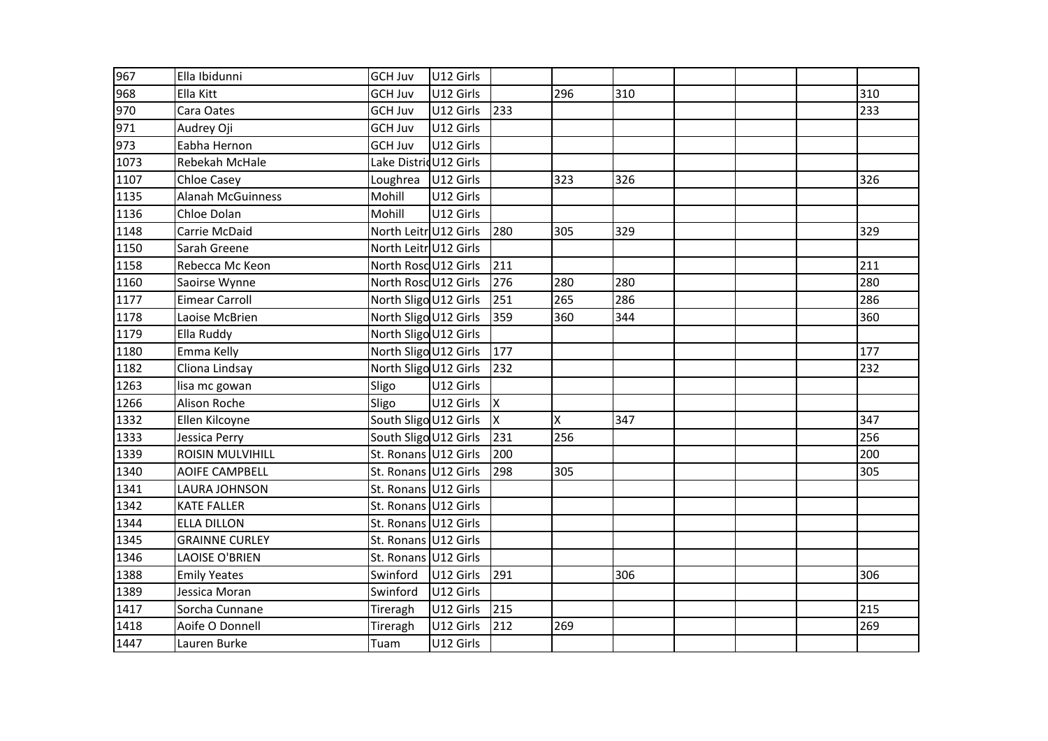| | | | | | | | | | | |
|---|---|---|---|---|---|---|---|---|---|---|
| 967 | Ella Ibidunni | GCH Juv | U12 Girls | | | | | | | |
| 968 | Ella Kitt | GCH Juv | U12 Girls | | 296 | 310 | | | | 310 |
| 970 | Cara Oates | GCH Juv | U12 Girls | 233 | | | | | | 233 |
| 971 | Audrey Oji | GCH Juv | U12 Girls | | | | | | | |
| 973 | Eabha Hernon | GCH Juv | U12 Girls | | | | | | | |
| 1073 | Rebekah McHale | Lake Distric | U12 Girls | | | | | | | |
| 1107 | Chloe Casey | Loughrea | U12 Girls | | 323 | 326 | | | | 326 |
| 1135 | Alanah McGuinness | Mohill | U12 Girls | | | | | | | |
| 1136 | Chloe Dolan | Mohill | U12 Girls | | | | | | | |
| 1148 | Carrie McDaid | North Leitr | U12 Girls | 280 | 305 | 329 | | | | 329 |
| 1150 | Sarah Greene | North Leitr | U12 Girls | | | | | | | |
| 1158 | Rebecca Mc Keon | North Rosc | U12 Girls | 211 | | | | | | 211 |
| 1160 | Saoirse Wynne | North Rosc | U12 Girls | 276 | 280 | 280 | | | | 280 |
| 1177 | Eimear Carroll | North Sligo | U12 Girls | 251 | 265 | 286 | | | | 286 |
| 1178 | Laoise McBrien | North Sligo | U12 Girls | 359 | 360 | 344 | | | | 360 |
| 1179 | Ella Ruddy | North Sligo | U12 Girls | | | | | | | |
| 1180 | Emma Kelly | North Sligo | U12 Girls | 177 | | | | | | 177 |
| 1182 | Cliona Lindsay | North Sligo | U12 Girls | 232 | | | | | | 232 |
| 1263 | lisa mc gowan | Sligo | U12 Girls | | | | | | | |
| 1266 | Alison Roche | Sligo | U12 Girls | X | | | | | | |
| 1332 | Ellen Kilcoyne | South Sligo | U12 Girls | X | X | 347 | | | | 347 |
| 1333 | Jessica Perry | South Sligo | U12 Girls | 231 | 256 | | | | | 256 |
| 1339 | ROISIN MULVIHILL | St. Ronans | U12 Girls | 200 | | | | | | 200 |
| 1340 | AOIFE CAMPBELL | St. Ronans | U12 Girls | 298 | 305 | | | | | 305 |
| 1341 | LAURA JOHNSON | St. Ronans | U12 Girls | | | | | | | |
| 1342 | KATE FALLER | St. Ronans | U12 Girls | | | | | | | |
| 1344 | ELLA DILLON | St. Ronans | U12 Girls | | | | | | | |
| 1345 | GRAINNE CURLEY | St. Ronans | U12 Girls | | | | | | | |
| 1346 | LAOISE O'BRIEN | St. Ronans | U12 Girls | | | | | | | |
| 1388 | Emily Yeates | Swinford | U12 Girls | 291 | | 306 | | | | 306 |
| 1389 | Jessica Moran | Swinford | U12 Girls | | | | | | | |
| 1417 | Sorcha Cunnane | Tireragh | U12 Girls | 215 | | | | | | 215 |
| 1418 | Aoife O Donnell | Tireragh | U12 Girls | 212 | 269 | | | | | 269 |
| 1447 | Lauren Burke | Tuam | U12 Girls | | | | | | | |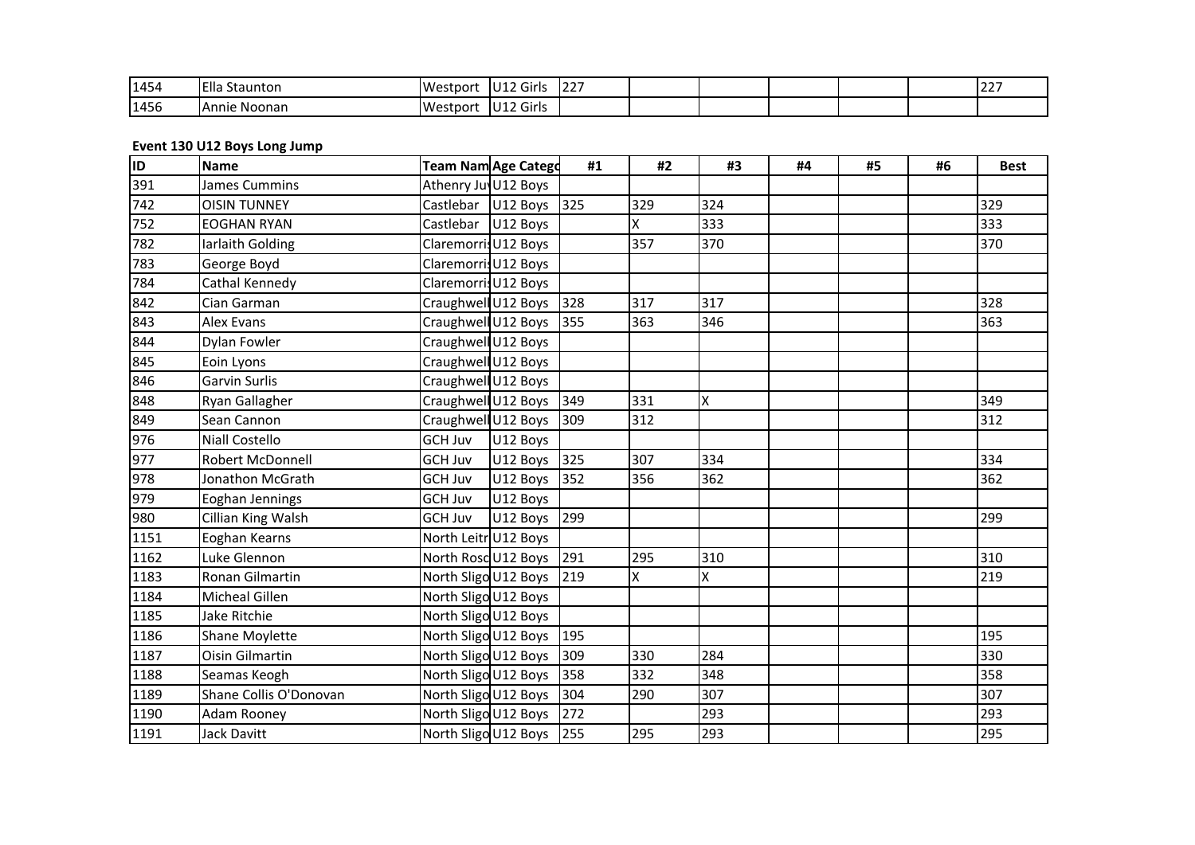| | | | | | | | | | | |
|---|---|---|---|---|---|---|---|---|---|---|
| 1454 | Ella Staunton | Westport | U12 Girls | 227 | | | | | | 227 |
| 1456 | Annie Noonan | Westport | U12 Girls | | | | | | | |

**Event 130 U12 Boys Long Jump**

| ID | Name | Team Nam | Age Catego | #1 | #2 | #3 | #4 | #5 | #6 | Best |
|---|---|---|---|---|---|---|---|---|---|---|
| 391 | James Cummins | Athenry Ju | U12 Boys | | | | | | | |
| 742 | OISIN TUNNEY | Castlebar | U12 Boys | 325 | 329 | 324 | | | | 329 |
| 752 | EOGHAN RYAN | Castlebar | U12 Boys | | X | 333 | | | | 333 |
| 782 | Iarlaith Golding | Claremorris | U12 Boys | | 357 | 370 | | | | 370 |
| 783 | George Boyd | Claremorris | U12 Boys | | | | | | | |
| 784 | Cathal Kennedy | Claremorris | U12 Boys | | | | | | | |
| 842 | Cian Garman | Craughwell | U12 Boys | 328 | 317 | 317 | | | | 328 |
| 843 | Alex Evans | Craughwell | U12 Boys | 355 | 363 | 346 | | | | 363 |
| 844 | Dylan Fowler | Craughwell | U12 Boys | | | | | | | |
| 845 | Eoin Lyons | Craughwell | U12 Boys | | | | | | | |
| 846 | Garvin Surlis | Craughwell | U12 Boys | | | | | | | |
| 848 | Ryan Gallagher | Craughwell | U12 Boys | 349 | 331 | X | | | | 349 |
| 849 | Sean Cannon | Craughwell | U12 Boys | 309 | 312 | | | | | 312 |
| 976 | Niall Costello | GCH Juv | U12 Boys | | | | | | | |
| 977 | Robert McDonnell | GCH Juv | U12 Boys | 325 | 307 | 334 | | | | 334 |
| 978 | Jonathon McGrath | GCH Juv | U12 Boys | 352 | 356 | 362 | | | | 362 |
| 979 | Eoghan Jennings | GCH Juv | U12 Boys | | | | | | | |
| 980 | Cillian King Walsh | GCH Juv | U12 Boys | 299 | | | | | | 299 |
| 1151 | Eoghan Kearns | North Leitr | U12 Boys | | | | | | | |
| 1162 | Luke Glennon | North Rosc | U12 Boys | 291 | 295 | 310 | | | | 310 |
| 1183 | Ronan Gilmartin | North Sligo | U12 Boys | 219 | X | X | | | | 219 |
| 1184 | Micheal Gillen | North Sligo | U12 Boys | | | | | | | |
| 1185 | Jake Ritchie | North Sligo | U12 Boys | | | | | | | |
| 1186 | Shane Moylette | North Sligo | U12 Boys | 195 | | | | | | 195 |
| 1187 | Oisin Gilmartin | North Sligo | U12 Boys | 309 | 330 | 284 | | | | 330 |
| 1188 | Seamas Keogh | North Sligo | U12 Boys | 358 | 332 | 348 | | | | 358 |
| 1189 | Shane Collis O'Donovan | North Sligo | U12 Boys | 304 | 290 | 307 | | | | 307 |
| 1190 | Adam Rooney | North Sligo | U12 Boys | 272 | | 293 | | | | 293 |
| 1191 | Jack Davitt | North Sligo | U12 Boys | 255 | 295 | 293 | | | | 295 |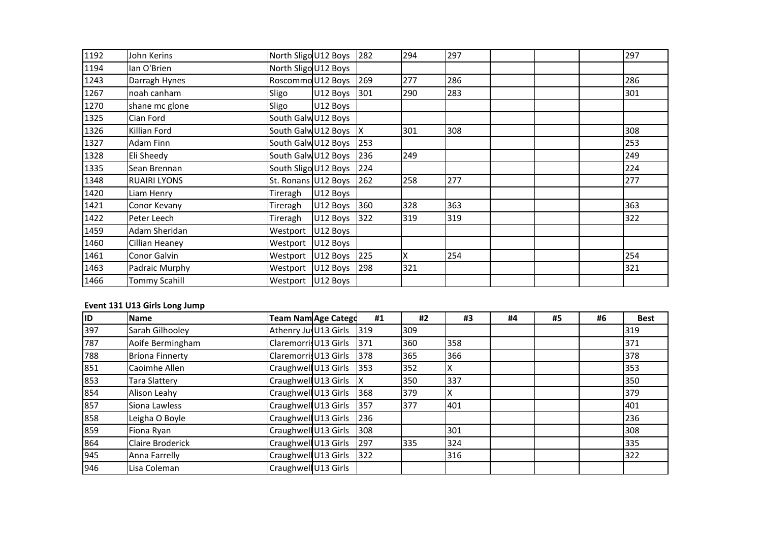| | | | | | | | | | | |
|---|---|---|---|---|---|---|---|---|---|---|
| 1192 | John Kerins | North Sligo | U12 Boys | 282 | 294 | 297 | | | | 297 |
| 1194 | Ian O'Brien | North Sligo | U12 Boys | | | | | | | |
| 1243 | Darragh Hynes | Roscommo | U12 Boys | 269 | 277 | 286 | | | | 286 |
| 1267 | noah canham | Sligo | U12 Boys | 301 | 290 | 283 | | | | 301 |
| 1270 | shane mc glone | Sligo | U12 Boys | | | | | | | |
| 1325 | Cian Ford | South Galw | U12 Boys | | | | | | | |
| 1326 | Killian Ford | South Galw | U12 Boys | X | 301 | 308 | | | | 308 |
| 1327 | Adam Finn | South Galw | U12 Boys | 253 | | | | | | 253 |
| 1328 | Eli Sheedy | South Galw | U12 Boys | 236 | 249 | | | | | 249 |
| 1335 | Sean Brennan | South Sligo | U12 Boys | 224 | | | | | | 224 |
| 1348 | RUAIRI LYONS | St. Ronans | U12 Boys | 262 | 258 | 277 | | | | 277 |
| 1420 | Liam Henry | Tireragh | U12 Boys | | | | | | | |
| 1421 | Conor Kevany | Tireragh | U12 Boys | 360 | 328 | 363 | | | | 363 |
| 1422 | Peter Leech | Tireragh | U12 Boys | 322 | 319 | 319 | | | | 322 |
| 1459 | Adam Sheridan | Westport | U12 Boys | | | | | | | |
| 1460 | Cillian Heaney | Westport | U12 Boys | | | | | | | |
| 1461 | Conor Galvin | Westport | U12 Boys | 225 | X | 254 | | | | 254 |
| 1463 | Padraic Murphy | Westport | U12 Boys | 298 | 321 | | | | | 321 |
| 1466 | Tommy Scahill | Westport | U12 Boys | | | | | | | |

**Event 131 U13 Girls Long Jump**

| ID | Name | Team Nam | Age Catego | #1 | #2 | #3 | #4 | #5 | #6 | Best |
|---|---|---|---|---|---|---|---|---|---|---|
| 397 | Sarah Gilhooley | Athenry Ju | U13 Girls | 319 | 309 | | | | | 319 |
| 787 | Aoife Bermingham | Claremorris | U13 Girls | 371 | 360 | 358 | | | | 371 |
| 788 | Bríona Finnerty | Claremorris | U13 Girls | 378 | 365 | 366 | | | | 378 |
| 851 | Caoimhe Allen | Craughwell | U13 Girls | 353 | 352 | X | | | | 353 |
| 853 | Tara Slattery | Craughwell | U13 Girls | X | 350 | 337 | | | | 350 |
| 854 | Alison Leahy | Craughwell | U13 Girls | 368 | 379 | X | | | | 379 |
| 857 | Siona Lawless | Craughwell | U13 Girls | 357 | 377 | 401 | | | | 401 |
| 858 | Leigha O Boyle | Craughwell | U13 Girls | 236 | | | | | | 236 |
| 859 | Fiona Ryan | Craughwell | U13 Girls | 308 | | 301 | | | | 308 |
| 864 | Claire Broderick | Craughwell | U13 Girls | 297 | 335 | 324 | | | | 335 |
| 945 | Anna Farrelly | Craughwell | U13 Girls | 322 | | 316 | | | | 322 |
| 946 | Lisa Coleman | Craughwell | U13 Girls | | | | | | | |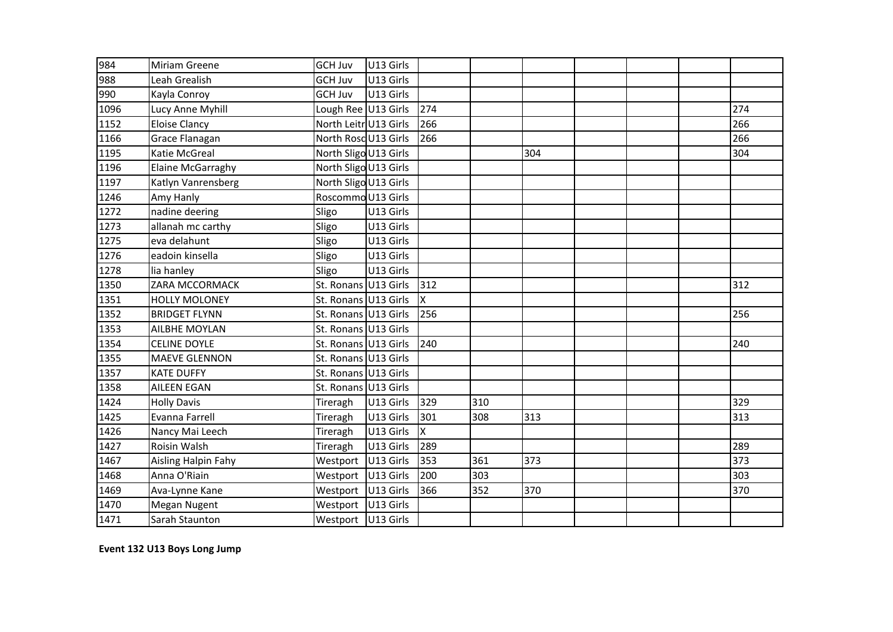| | | | | | | | | | | |
|---|---|---|---|---|---|---|---|---|---|---|
| 984 | Miriam Greene | GCH Juv | U13 Girls | | | | | | | |
| 988 | Leah Grealish | GCH Juv | U13 Girls | | | | | | | |
| 990 | Kayla Conroy | GCH Juv | U13 Girls | | | | | | | |
| 1096 | Lucy Anne Myhill | Lough Ree | U13 Girls | 274 | | | | | | 274 |
| 1152 | Eloise Clancy | North Leitr | U13 Girls | 266 | | | | | | 266 |
| 1166 | Grace Flanagan | North Rosc | U13 Girls | 266 | | | | | | 266 |
| 1195 | Katie McGreal | North Sligo | U13 Girls | | | 304 | | | | 304 |
| 1196 | Elaine McGarraghy | North Sligo | U13 Girls | | | | | | | |
| 1197 | Katlyn Vanrensberg | North Sligo | U13 Girls | | | | | | | |
| 1246 | Amy Hanly | Roscommo | U13 Girls | | | | | | | |
| 1272 | nadine deering | Sligo | U13 Girls | | | | | | | |
| 1273 | allanah mc carthy | Sligo | U13 Girls | | | | | | | |
| 1275 | eva delahunt | Sligo | U13 Girls | | | | | | | |
| 1276 | eadoin kinsella | Sligo | U13 Girls | | | | | | | |
| 1278 | lia hanley | Sligo | U13 Girls | | | | | | | |
| 1350 | ZARA MCCORMACK | St. Ronans | U13 Girls | 312 | | | | | | 312 |
| 1351 | HOLLY MOLONEY | St. Ronans | U13 Girls | X | | | | | | |
| 1352 | BRIDGET FLYNN | St. Ronans | U13 Girls | 256 | | | | | | 256 |
| 1353 | AILBHE MOYLAN | St. Ronans | U13 Girls | | | | | | | |
| 1354 | CELINE DOYLE | St. Ronans | U13 Girls | 240 | | | | | | 240 |
| 1355 | MAEVE GLENNON | St. Ronans | U13 Girls | | | | | | | |
| 1357 | KATE DUFFY | St. Ronans | U13 Girls | | | | | | | |
| 1358 | AILEEN EGAN | St. Ronans | U13 Girls | | | | | | | |
| 1424 | Holly Davis | Tireragh | U13 Girls | 329 | 310 | | | | | 329 |
| 1425 | Evanna Farrell | Tireragh | U13 Girls | 301 | 308 | 313 | | | | 313 |
| 1426 | Nancy Mai Leech | Tireragh | U13 Girls | X | | | | | | |
| 1427 | Roisin Walsh | Tireragh | U13 Girls | 289 | | | | | | 289 |
| 1467 | Aisling Halpin Fahy | Westport | U13 Girls | 353 | 361 | 373 | | | | 373 |
| 1468 | Anna O'Riain | Westport | U13 Girls | 200 | 303 | | | | | 303 |
| 1469 | Ava-Lynne Kane | Westport | U13 Girls | 366 | 352 | 370 | | | | 370 |
| 1470 | Megan Nugent | Westport | U13 Girls | | | | | | | |
| 1471 | Sarah Staunton | Westport | U13 Girls | | | | | | | |

**Event 132 U13 Boys Long Jump**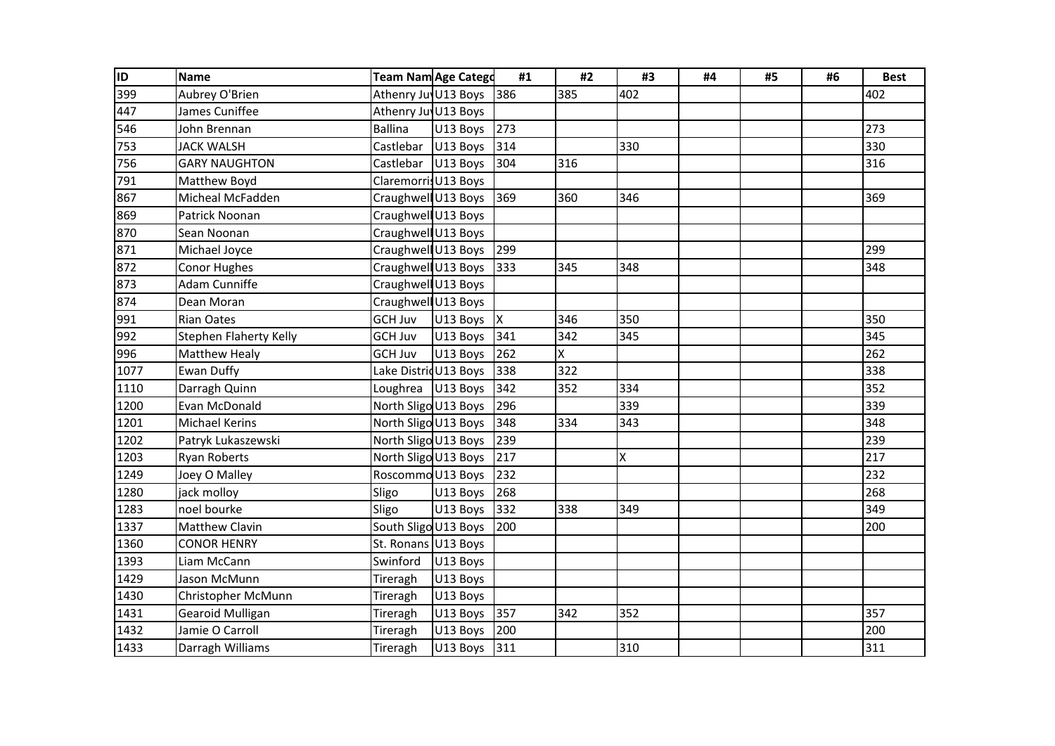| ID | Name | Team Nam | Age Catego | #1 | #2 | #3 | #4 | #5 | #6 | Best |
|---|---|---|---|---|---|---|---|---|---|---|
| 399 | Aubrey O'Brien | Athenry Ju | U13 Boys | 386 | 385 | 402 | | | | 402 |
| 447 | James Cuniffee | Athenry Ju | U13 Boys | | | | | | | |
| 546 | John Brennan | Ballina | U13 Boys | 273 | | | | | | 273 |
| 753 | JACK WALSH | Castlebar | U13 Boys | 314 | | 330 | | | | 330 |
| 756 | GARY NAUGHTON | Castlebar | U13 Boys | 304 | 316 | | | | | 316 |
| 791 | Matthew Boyd | Claremorris | U13 Boys | | | | | | | |
| 867 | Micheal McFadden | Craughwell | U13 Boys | 369 | 360 | 346 | | | | 369 |
| 869 | Patrick Noonan | Craughwell | U13 Boys | | | | | | | |
| 870 | Sean Noonan | Craughwell | U13 Boys | | | | | | | |
| 871 | Michael Joyce | Craughwell | U13 Boys | 299 | | | | | | 299 |
| 872 | Conor Hughes | Craughwell | U13 Boys | 333 | 345 | 348 | | | | 348 |
| 873 | Adam Cunniffe | Craughwell | U13 Boys | | | | | | | |
| 874 | Dean Moran | Craughwell | U13 Boys | | | | | | | |
| 991 | Rian Oates | GCH Juv | U13 Boys | X | 346 | 350 | | | | 350 |
| 992 | Stephen Flaherty Kelly | GCH Juv | U13 Boys | 341 | 342 | 345 | | | | 345 |
| 996 | Matthew Healy | GCH Juv | U13 Boys | 262 | X | | | | | 262 |
| 1077 | Ewan Duffy | Lake Distric | U13 Boys | 338 | 322 | | | | | 338 |
| 1110 | Darragh Quinn | Loughrea | U13 Boys | 342 | 352 | 334 | | | | 352 |
| 1200 | Evan McDonald | North Sligo | U13 Boys | 296 | | 339 | | | | 339 |
| 1201 | Michael Kerins | North Sligo | U13 Boys | 348 | 334 | 343 | | | | 348 |
| 1202 | Patryk Lukaszewski | North Sligo | U13 Boys | 239 | | | | | | 239 |
| 1203 | Ryan Roberts | North Sligo | U13 Boys | 217 | | X | | | | 217 |
| 1249 | Joey O Malley | Roscommo | U13 Boys | 232 | | | | | | 232 |
| 1280 | jack molloy | Sligo | U13 Boys | 268 | | | | | | 268 |
| 1283 | noel bourke | Sligo | U13 Boys | 332 | 338 | 349 | | | | 349 |
| 1337 | Matthew Clavin | South Sligo | U13 Boys | 200 | | | | | | 200 |
| 1360 | CONOR HENRY | St. Ronans | U13 Boys | | | | | | | |
| 1393 | Liam McCann | Swinford | U13 Boys | | | | | | | |
| 1429 | Jason McMunn | Tireragh | U13 Boys | | | | | | | |
| 1430 | Christopher McMunn | Tireragh | U13 Boys | | | | | | | |
| 1431 | Gearoid Mulligan | Tireragh | U13 Boys | 357 | 342 | 352 | | | | 357 |
| 1432 | Jamie O Carroll | Tireragh | U13 Boys | 200 | | | | | | 200 |
| 1433 | Darragh Williams | Tireragh | U13 Boys | 311 | | 310 | | | | 311 |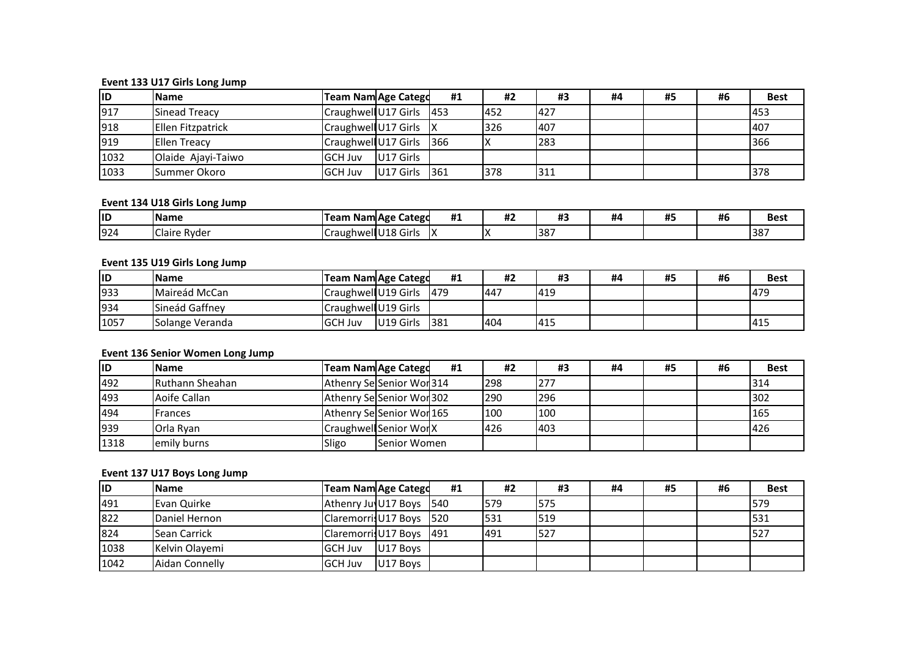**Event 133 U17 Girls Long Jump**

| ID | Name | Team Nam | Age Catego | #1 | #2 | #3 | #4 | #5 | #6 | Best |
|---|---|---|---|---|---|---|---|---|---|---|
| 917 | Sinead Treacy | Craughwell | U17 Girls | 453 | 452 | 427 | | | | 453 |
| 918 | Ellen Fitzpatrick | Craughwell | U17 Girls | X | 326 | 407 | | | | 407 |
| 919 | Ellen Treacy | Craughwell | U17 Girls | 366 | X | 283 | | | | 366 |
| 1032 | Olaide Ajayi-Taiwo | GCH Juv | U17 Girls | | | | | | | |
| 1033 | Summer Okoro | GCH Juv | U17 Girls | 361 | 378 | 311 | | | | 378 |

**Event 134 U18 Girls Long Jump**

| ID | Name | Team Nam | Age Catego | #1 | #2 | #3 | #4 | #5 | #6 | Best |
|---|---|---|---|---|---|---|---|---|---|---|
| 924 | Claire Ryder | Craughwell | U18 Girls | X | X | 387 | | | | 387 |

**Event 135 U19 Girls Long Jump**

| ID | Name | Team Nam | Age Catego | #1 | #2 | #3 | #4 | #5 | #6 | Best |
|---|---|---|---|---|---|---|---|---|---|---|
| 933 | Maireád McCan | Craughwell | U19 Girls | 479 | 447 | 419 | | | | 479 |
| 934 | Sineád Gaffney | Craughwell | U19 Girls | | | | | | | |
| 1057 | Solange Veranda | GCH Juv | U19 Girls | 381 | 404 | 415 | | | | 415 |

**Event 136 Senior Women Long Jump**

| ID | Name | Team Nam | Age Catego | #1 | #2 | #3 | #4 | #5 | #6 | Best |
|---|---|---|---|---|---|---|---|---|---|---|
| 492 | Ruthann Sheahan | Athenry Se | Senior Wor | 314 | 298 | 277 | | | | 314 |
| 493 | Aoife Callan | Athenry Se | Senior Wor | 302 | 290 | 296 | | | | 302 |
| 494 | Frances | Athenry Se | Senior Wor | 165 | 100 | 100 | | | | 165 |
| 939 | Orla Ryan | Craughwell | Senior Wor | X | 426 | 403 | | | | 426 |
| 1318 | emily burns | Sligo | Senior Women | | | | | | | |

**Event 137 U17 Boys Long Jump**

| ID | Name | Team Nam | Age Catego | #1 | #2 | #3 | #4 | #5 | #6 | Best |
|---|---|---|---|---|---|---|---|---|---|---|
| 491 | Evan Quirke | Athenry Ju | U17 Boys | 540 | 579 | 575 | | | | 579 |
| 822 | Daniel Hernon | Claremorris | U17 Boys | 520 | 531 | 519 | | | | 531 |
| 824 | Sean Carrick | Claremorris | U17 Boys | 491 | 491 | 527 | | | | 527 |
| 1038 | Kelvin Olayemi | GCH Juv | U17 Boys | | | | | | | |
| 1042 | Aidan Connelly | GCH Juv | U17 Boys | | | | | | | |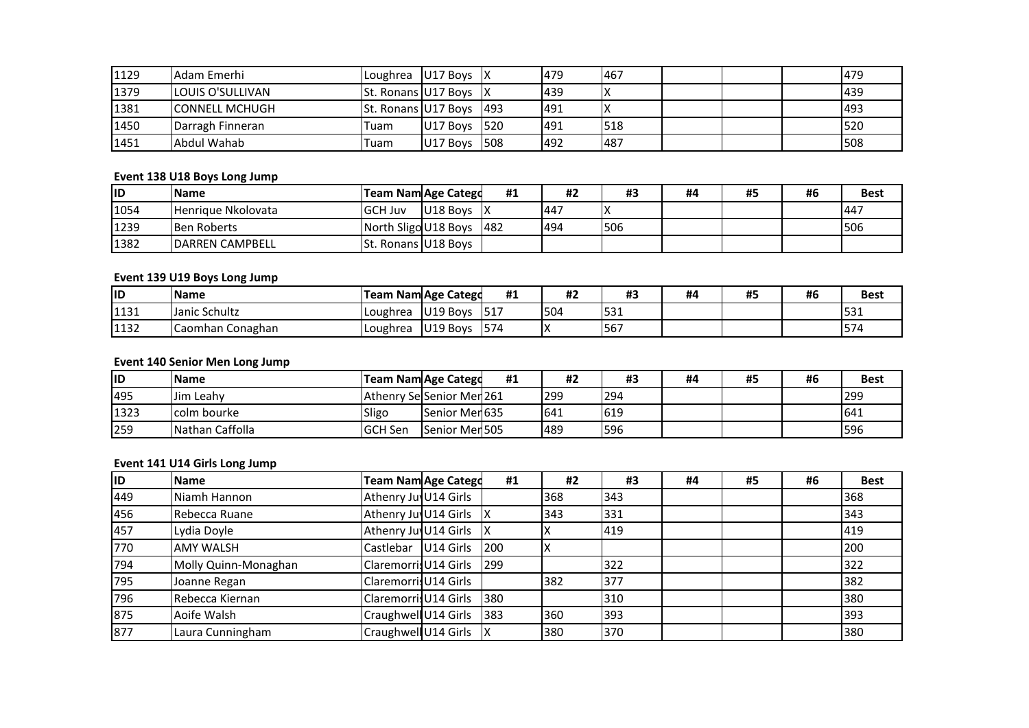| | | | | | | | | | | |
|---|---|---|---|---|---|---|---|---|---|---|
| 1129 | Adam Emerhi | Loughrea | U17 Boys | X | 479 | 467 | | | | 479 |
| 1379 | LOUIS O'SULLIVAN | St. Ronans | U17 Boys | X | 439 | X | | | | 439 |
| 1381 | CONNELL MCHUGH | St. Ronans | U17 Boys | 493 | 491 | X | | | | 493 |
| 1450 | Darragh Finneran | Tuam | U17 Boys | 520 | 491 | 518 | | | | 520 |
| 1451 | Abdul Wahab | Tuam | U17 Boys | 508 | 492 | 487 | | | | 508 |

**Event 138 U18 Boys Long Jump**

| ID | Name | Team Nam | Age Catego | #1 | #2 | #3 | #4 | #5 | #6 | Best |
|---|---|---|---|---|---|---|---|---|---|---|
| 1054 | Henrique Nkolovata | GCH Juv | U18 Boys | X | 447 | X | | | | 447 |
| 1239 | Ben Roberts | North Sligo | U18 Boys | 482 | 494 | 506 | | | | 506 |
| 1382 | DARREN CAMPBELL | St. Ronans | U18 Boys | | | | | | | |

**Event 139 U19 Boys Long Jump**

| ID | Name | Team Nam | Age Catego | #1 | #2 | #3 | #4 | #5 | #6 | Best |
|---|---|---|---|---|---|---|---|---|---|---|
| 1131 | Janic Schultz | Loughrea | U19 Boys | 517 | 504 | 531 | | | | 531 |
| 1132 | Caomhan Conaghan | Loughrea | U19 Boys | 574 | X | 567 | | | | 574 |

**Event 140 Senior Men Long Jump**

| ID | Name | Team Nam | Age Catego | #1 | #2 | #3 | #4 | #5 | #6 | Best |
|---|---|---|---|---|---|---|---|---|---|---|
| 495 | Jim Leahy | Athenry Se | Senior Men | 261 | 299 | 294 | | | | 299 |
| 1323 | colm bourke | Sligo | Senior Men | 635 | 641 | 619 | | | | 641 |
| 259 | Nathan Caffolla | GCH Sen | Senior Men | 505 | 489 | 596 | | | | 596 |

**Event 141 U14 Girls Long Jump**

| ID | Name | Team Nam | Age Catego | #1 | #2 | #3 | #4 | #5 | #6 | Best |
|---|---|---|---|---|---|---|---|---|---|---|
| 449 | Niamh Hannon | Athenry Juv | U14 Girls | | 368 | 343 | | | | 368 |
| 456 | Rebecca Ruane | Athenry Juv | U14 Girls | X | 343 | 331 | | | | 343 |
| 457 | Lydia Doyle | Athenry Juv | U14 Girls | X | X | 419 | | | | 419 |
| 770 | AMY WALSH | Castlebar | U14 Girls | 200 | X | | | | | 200 |
| 794 | Molly Quinn-Monaghan | Claremorris | U14 Girls | 299 | | 322 | | | | 322 |
| 795 | Joanne Regan | Claremorris | U14 Girls | | 382 | 377 | | | | 382 |
| 796 | Rebecca Kiernan | Claremorris | U14 Girls | 380 | | 310 | | | | 380 |
| 875 | Aoife Walsh | Craughwell | U14 Girls | 383 | 360 | 393 | | | | 393 |
| 877 | Laura Cunningham | Craughwell | U14 Girls | X | 380 | 370 | | | | 380 |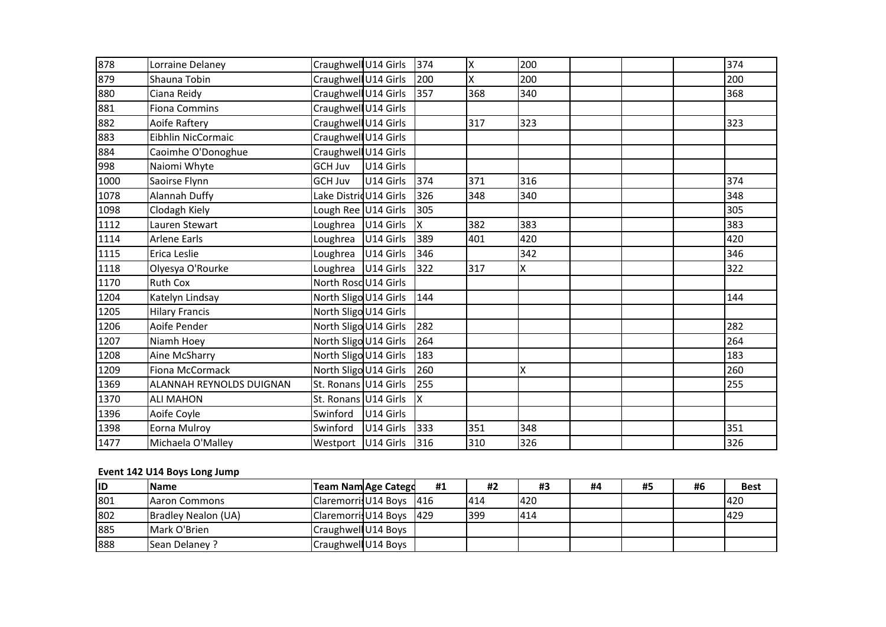| | | | | | | | | | | |
|---|---|---|---|---|---|---|---|---|---|---|
| 878 | Lorraine Delaney | Craughwell | U14 Girls | 374 | X | 200 | | | | 374 |
| 879 | Shauna Tobin | Craughwell | U14 Girls | 200 | X | 200 | | | | 200 |
| 880 | Ciana Reidy | Craughwell | U14 Girls | 357 | 368 | 340 | | | | 368 |
| 881 | Fiona Commins | Craughwell | U14 Girls | | | | | | | |
| 882 | Aoife Raftery | Craughwell | U14 Girls | | 317 | 323 | | | | 323 |
| 883 | Eibhlin NicCormaic | Craughwell | U14 Girls | | | | | | | |
| 884 | Caoimhe O'Donoghue | Craughwell | U14 Girls | | | | | | | |
| 998 | Naiomi Whyte | GCH Juv | U14 Girls | | | | | | | |
| 1000 | Saoirse Flynn | GCH Juv | U14 Girls | 374 | 371 | 316 | | | | 374 |
| 1078 | Alannah Duffy | Lake Distric | U14 Girls | 326 | 348 | 340 | | | | 348 |
| 1098 | Clodagh Kiely | Lough Ree | U14 Girls | 305 | | | | | | 305 |
| 1112 | Lauren Stewart | Loughrea | U14 Girls | X | 382 | 383 | | | | 383 |
| 1114 | Arlene Earls | Loughrea | U14 Girls | 389 | 401 | 420 | | | | 420 |
| 1115 | Erica Leslie | Loughrea | U14 Girls | 346 | | 342 | | | | 346 |
| 1118 | Olyesya O'Rourke | Loughrea | U14 Girls | 322 | 317 | X | | | | 322 |
| 1170 | Ruth Cox | North Rosc | U14 Girls | | | | | | | |
| 1204 | Katelyn Lindsay | North Sligo | U14 Girls | 144 | | | | | | 144 |
| 1205 | Hilary Francis | North Sligo | U14 Girls | | | | | | | |
| 1206 | Aoife Pender | North Sligo | U14 Girls | 282 | | | | | | 282 |
| 1207 | Niamh Hoey | North Sligo | U14 Girls | 264 | | | | | | 264 |
| 1208 | Aine McSharry | North Sligo | U14 Girls | 183 | | | | | | 183 |
| 1209 | Fiona McCormack | North Sligo | U14 Girls | 260 | | X | | | | 260 |
| 1369 | ALANNAH REYNOLDS DUIGNAN | St. Ronans | U14 Girls | 255 | | | | | | 255 |
| 1370 | ALI MAHON | St. Ronans | U14 Girls | X | | | | | | |
| 1396 | Aoife Coyle | Swinford | U14 Girls | | | | | | | |
| 1398 | Eorna Mulroy | Swinford | U14 Girls | 333 | 351 | 348 | | | | 351 |
| 1477 | Michaela O'Malley | Westport | U14 Girls | 316 | 310 | 326 | | | | 326 |

**Event 142 U14 Boys Long Jump**

| ID | Name | Team Nam | Age Catego | #1 | #2 | #3 | #4 | #5 | #6 | Best |
|---|---|---|---|---|---|---|---|---|---|---|
| 801 | Aaron Commons | Claremorris | U14 Boys | 416 | 414 | 420 | | | | 420 |
| 802 | Bradley Nealon (UA) | Claremorris | U14 Boys | 429 | 399 | 414 | | | | 429 |
| 885 | Mark O'Brien | Craughwell | U14 Boys | | | | | | | |
| 888 | Sean Delaney ? | Craughwell | U14 Boys | | | | | | | |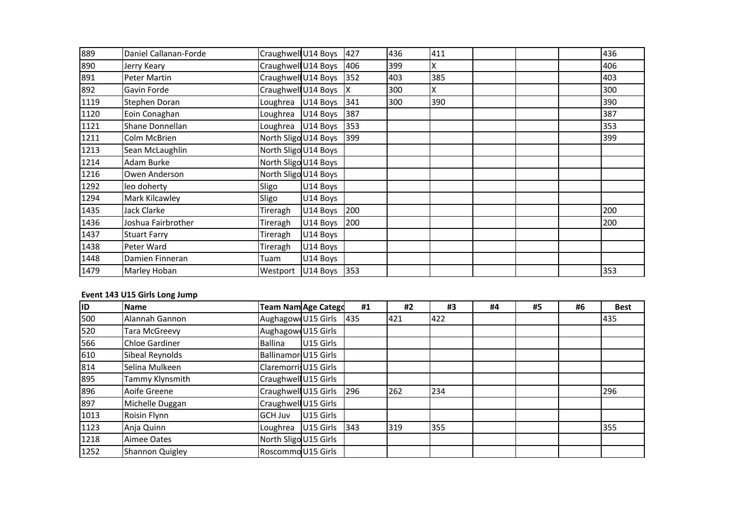| | | | | | | | | | | |
|---|---|---|---|---|---|---|---|---|---|---|
| 889 | Daniel Callanan-Forde | Craughwell | U14 Boys | 427 | 436 | 411 | | | | 436 |
| 890 | Jerry Keary | Craughwell | U14 Boys | 406 | 399 | X | | | | 406 |
| 891 | Peter Martin | Craughwell | U14 Boys | 352 | 403 | 385 | | | | 403 |
| 892 | Gavin Forde | Craughwell | U14 Boys | X | 300 | X | | | | 300 |
| 1119 | Stephen Doran | Loughrea | U14 Boys | 341 | 300 | 390 | | | | 390 |
| 1120 | Eoin Conaghan | Loughrea | U14 Boys | 387 | | | | | | 387 |
| 1121 | Shane Donnellan | Loughrea | U14 Boys | 353 | | | | | | 353 |
| 1211 | Colm McBrien | North Sligo | U14 Boys | 399 | | | | | | 399 |
| 1213 | Sean McLaughlin | North Sligo | U14 Boys | | | | | | | |
| 1214 | Adam Burke | North Sligo | U14 Boys | | | | | | | |
| 1216 | Owen Anderson | North Sligo | U14 Boys | | | | | | | |
| 1292 | leo doherty | Sligo | U14 Boys | | | | | | | |
| 1294 | Mark Kilcawley | Sligo | U14 Boys | | | | | | | |
| 1435 | Jack Clarke | Tireragh | U14 Boys | 200 | | | | | | 200 |
| 1436 | Joshua Fairbrother | Tireragh | U14 Boys | 200 | | | | | | 200 |
| 1437 | Stuart Farry | Tireragh | U14 Boys | | | | | | | |
| 1438 | Peter Ward | Tireragh | U14 Boys | | | | | | | |
| 1448 | Damien Finneran | Tuam | U14 Boys | | | | | | | |
| 1479 | Marley Hoban | Westport | U14 Boys | 353 | | | | | | 353 |

**Event 143 U15 Girls Long Jump**

| ID | Name | Team Nam | Age Catego | #1 | #2 | #3 | #4 | #5 | #6 | Best |
|---|---|---|---|---|---|---|---|---|---|---|
| 500 | Alannah Gannon | Aughagowe | U15 Girls | 435 | 421 | 422 | | | | 435 |
| 520 | Tara McGreevy | Aughagowe | U15 Girls | | | | | | | |
| 566 | Chloe Gardiner | Ballina | U15 Girls | | | | | | | |
| 610 | Sibeal Reynolds | Ballinamor | U15 Girls | | | | | | | |
| 814 | Selina Mulkeen | Claremorris | U15 Girls | | | | | | | |
| 895 | Tammy Klynsmith | Craughwell | U15 Girls | | | | | | | |
| 896 | Aoife Greene | Craughwell | U15 Girls | 296 | 262 | 234 | | | | 296 |
| 897 | Michelle Duggan | Craughwell | U15 Girls | | | | | | | |
| 1013 | Roisin Flynn | GCH Juv | U15 Girls | | | | | | | |
| 1123 | Anja Quinn | Loughrea | U15 Girls | 343 | 319 | 355 | | | | 355 |
| 1218 | Aimee Oates | North Sligo | U15 Girls | | | | | | | |
| 1252 | Shannon Quigley | Roscommo | U15 Girls | | | | | | | |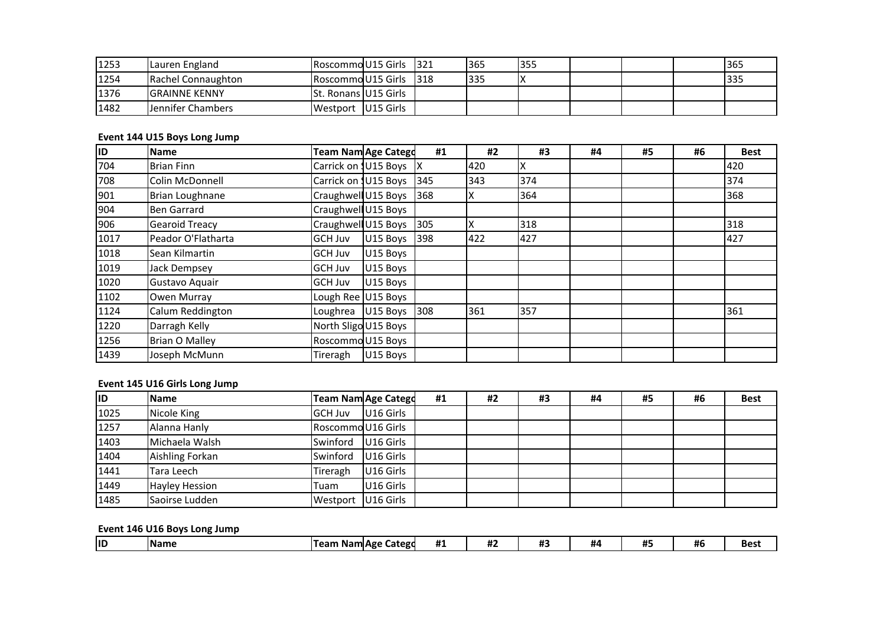| | | | | | | | | | | |
|---|---|---|---|---|---|---|---|---|---|---|
| 1253 | Lauren England | Roscommo | U15 Girls | 321 | 365 | 355 | | | | 365 |
| 1254 | Rachel Connaughton | Roscommo | U15 Girls | 318 | 335 | X | | | | 335 |
| 1376 | GRAINNE KENNY | St. Ronans | U15 Girls | | | | | | | |
| 1482 | Jennifer Chambers | Westport | U15 Girls | | | | | | | |

**Event 144 U15 Boys Long Jump**

| ID | Name | Team Nam | Age Catego | #1 | #2 | #3 | #4 | #5 | #6 | Best |
|---|---|---|---|---|---|---|---|---|---|---|
| 704 | Brian Finn | Carrick on | U15 Boys | X | 420 | X | | | | 420 |
| 708 | Colin McDonnell | Carrick on | U15 Boys | 345 | 343 | 374 | | | | 374 |
| 901 | Brian Loughnane | Craughwell | U15 Boys | 368 | X | 364 | | | | 368 |
| 904 | Ben Garrard | Craughwell | U15 Boys | | | | | | | |
| 906 | Gearoid Treacy | Craughwell | U15 Boys | 305 | X | 318 | | | | 318 |
| 1017 | Peador O'Flatharta | GCH Juv | U15 Boys | 398 | 422 | 427 | | | | 427 |
| 1018 | Sean Kilmartin | GCH Juv | U15 Boys | | | | | | | |
| 1019 | Jack Dempsey | GCH Juv | U15 Boys | | | | | | | |
| 1020 | Gustavo Aquair | GCH Juv | U15 Boys | | | | | | | |
| 1102 | Owen Murray | Lough Ree | U15 Boys | | | | | | | |
| 1124 | Calum Reddington | Loughrea | U15 Boys | 308 | 361 | 357 | | | | 361 |
| 1220 | Darragh Kelly | North Sligo | U15 Boys | | | | | | | |
| 1256 | Brian O Malley | Roscommo | U15 Boys | | | | | | | |
| 1439 | Joseph McMunn | Tireragh | U15 Boys | | | | | | | |

**Event 145 U16 Girls Long Jump**

| ID | Name | Team Nam | Age Catego | #1 | #2 | #3 | #4 | #5 | #6 | Best |
|---|---|---|---|---|---|---|---|---|---|---|
| 1025 | Nicole King | GCH Juv | U16 Girls | | | | | | | |
| 1257 | Alanna Hanly | Roscommo | U16 Girls | | | | | | | |
| 1403 | Michaela Walsh | Swinford | U16 Girls | | | | | | | |
| 1404 | Aishling Forkan | Swinford | U16 Girls | | | | | | | |
| 1441 | Tara Leech | Tireragh | U16 Girls | | | | | | | |
| 1449 | Hayley Hession | Tuam | U16 Girls | | | | | | | |
| 1485 | Saoirse Ludden | Westport | U16 Girls | | | | | | | |

**Event 146 U16 Boys Long Jump**

| ID | Name | Team Nam | Age Catego | #1 | #2 | #3 | #4 | #5 | #6 | Best |
|---|---|---|---|---|---|---|---|---|---|---|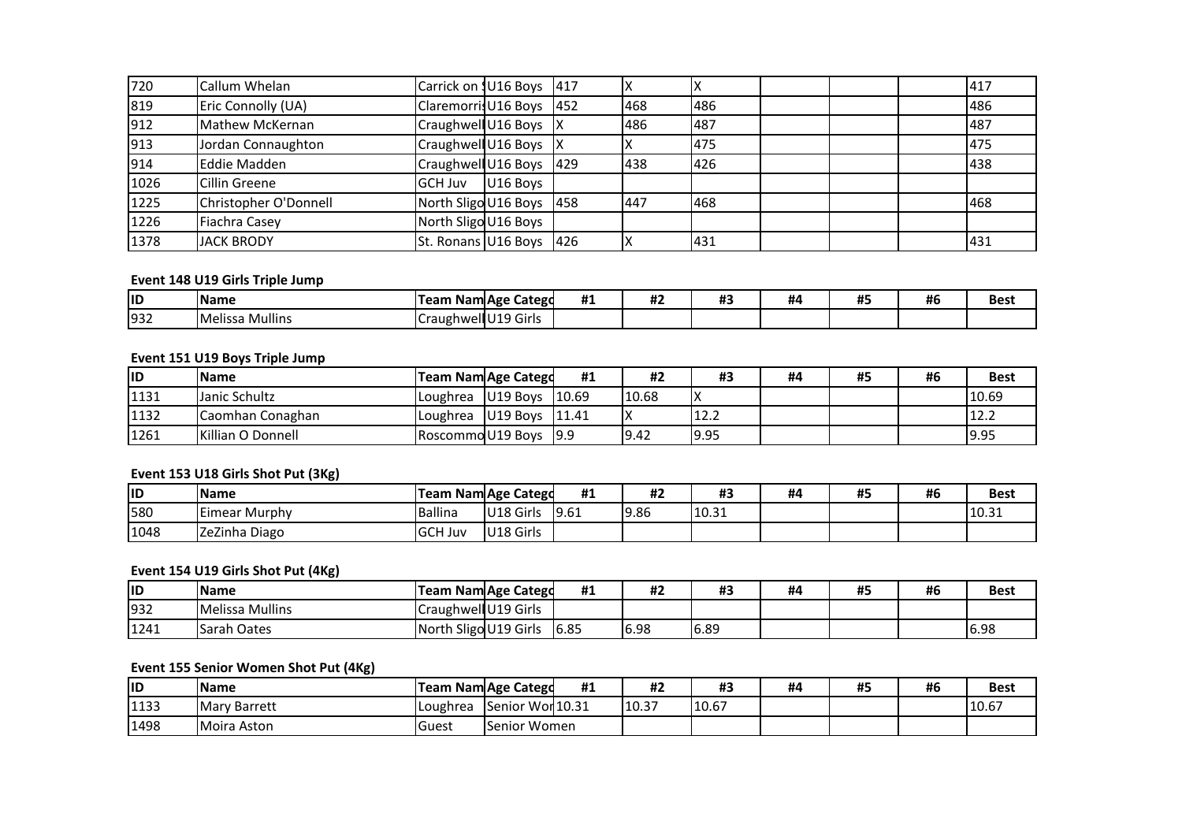| | | | | | | | | | | |
|---|---|---|---|---|---|---|---|---|---|---|
| 720 | Callum Whelan | Carrick on S | U16 Boys | 417 | X | X | | | | 417 |
| 819 | Eric Connolly (UA) | Claremorris | U16 Boys | 452 | 468 | 486 | | | | 486 |
| 912 | Mathew McKernan | Craughwell | U16 Boys | X | 486 | 487 | | | | 487 |
| 913 | Jordan Connaughton | Craughwell | U16 Boys | X | X | 475 | | | | 475 |
| 914 | Eddie Madden | Craughwell | U16 Boys | 429 | 438 | 426 | | | | 438 |
| 1026 | Cillin Greene | GCH Juv | U16 Boys | | | | | | | |
| 1225 | Christopher O'Donnell | North Sligo | U16 Boys | 458 | 447 | 468 | | | | 468 |
| 1226 | Fiachra Casey | North Sligo | U16 Boys | | | | | | | |
| 1378 | JACK BRODY | St. Ronans | U16 Boys | 426 | X | 431 | | | | 431 |

**Event 148 U19 Girls Triple Jump**

| ID | Name | Team Nam | Age Catego | #1 | #2 | #3 | #4 | #5 | #6 | Best |
|---|---|---|---|---|---|---|---|---|---|---|
| 932 | Melissa Mullins | Craughwell | U19 Girls | | | | | | | |

**Event 151 U19 Boys Triple Jump**

| ID | Name | Team Nam | Age Catego | #1 | #2 | #3 | #4 | #5 | #6 | Best |
|---|---|---|---|---|---|---|---|---|---|---|
| 1131 | Janic Schultz | Loughrea | U19 Boys | 10.69 | 10.68 | X | | | | 10.69 |
| 1132 | Caomhan Conaghan | Loughrea | U19 Boys | 11.41 | X | 12.2 | | | | 12.2 |
| 1261 | Killian O Donnell | Roscommo | U19 Boys | 9.9 | 9.42 | 9.95 | | | | 9.95 |

**Event 153 U18 Girls Shot Put (3Kg)**

| ID | Name | Team Nam | Age Catego | #1 | #2 | #3 | #4 | #5 | #6 | Best |
|---|---|---|---|---|---|---|---|---|---|---|
| 580 | Eimear Murphy | Ballina | U18 Girls | 9.61 | 9.86 | 10.31 | | | | 10.31 |
| 1048 | ZeZinha Diago | GCH Juv | U18 Girls | | | | | | | |

**Event 154 U19 Girls Shot Put (4Kg)**

| ID | Name | Team Nam | Age Catego | #1 | #2 | #3 | #4 | #5 | #6 | Best |
|---|---|---|---|---|---|---|---|---|---|---|
| 932 | Melissa Mullins | Craughwell | U19 Girls | | | | | | | |
| 1241 | Sarah Oates | North Sligo | U19 Girls | 6.85 | 6.98 | 6.89 | | | | 6.98 |

**Event 155 Senior Women Shot Put (4Kg)**

| ID | Name | Team Nam | Age Catego | #1 | #2 | #3 | #4 | #5 | #6 | Best |
|---|---|---|---|---|---|---|---|---|---|---|
| 1133 | Mary Barrett | Loughrea | Senior Wor | 10.31 | 10.37 | 10.67 | | | | 10.67 |
| 1498 | Moira Aston | Guest | Senior Women | | | | | | | |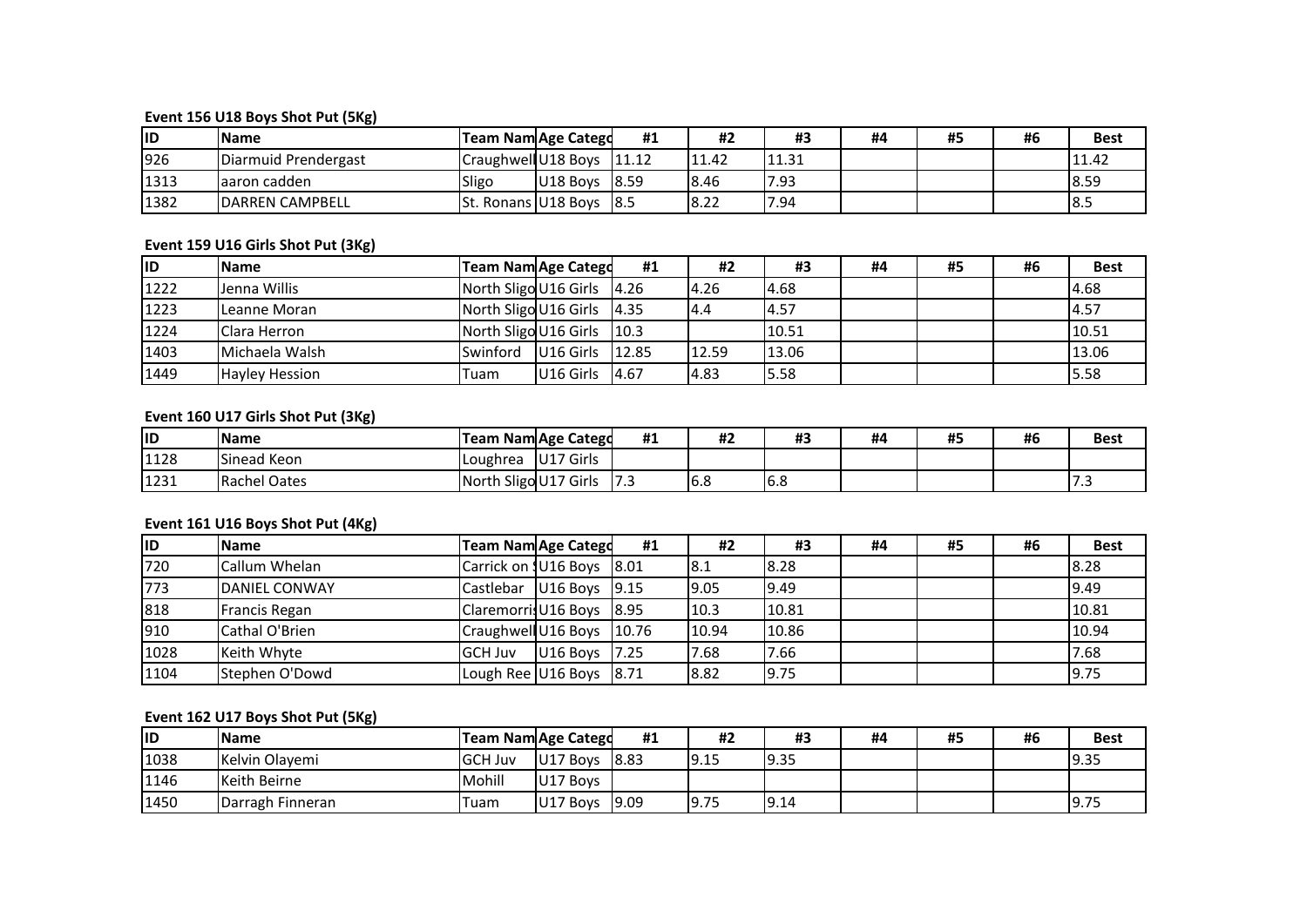**Event 156 U18 Boys Shot Put (5Kg)**

| ID | Name | Team Nam | Age Catego | #1 | #2 | #3 | #4 | #5 | #6 | Best |
|---|---|---|---|---|---|---|---|---|---|---|
| 926 | Diarmuid Prendergast | Craughwell | U18 Boys | 11.12 | 11.42 | 11.31 | | | | 11.42 |
| 1313 | aaron cadden | Sligo | U18 Boys | 8.59 | 8.46 | 7.93 | | | | 8.59 |
| 1382 | DARREN CAMPBELL | St. Ronans | U18 Boys | 8.5 | 8.22 | 7.94 | | | | 8.5 |

**Event 159 U16 Girls Shot Put (3Kg)**

| ID | Name | Team Nam | Age Catego | #1 | #2 | #3 | #4 | #5 | #6 | Best |
|---|---|---|---|---|---|---|---|---|---|---|
| 1222 | Jenna Willis | North Sligo | U16 Girls | 4.26 | 4.26 | 4.68 | | | | 4.68 |
| 1223 | Leanne Moran | North Sligo | U16 Girls | 4.35 | 4.4 | 4.57 | | | | 4.57 |
| 1224 | Clara Herron | North Sligo | U16 Girls | 10.3 | | 10.51 | | | | 10.51 |
| 1403 | Michaela Walsh | Swinford | U16 Girls | 12.85 | 12.59 | 13.06 | | | | 13.06 |
| 1449 | Hayley Hession | Tuam | U16 Girls | 4.67 | 4.83 | 5.58 | | | | 5.58 |

**Event 160 U17 Girls Shot Put (3Kg)**

| ID | Name | Team Nam | Age Catego | #1 | #2 | #3 | #4 | #5 | #6 | Best |
|---|---|---|---|---|---|---|---|---|---|---|
| 1128 | Sinead Keon | Loughrea | U17 Girls | | | | | | | |
| 1231 | Rachel Oates | North Sligo | U17 Girls | 7.3 | 6.8 | 6.8 | | | | 7.3 |

**Event 161 U16 Boys Shot Put (4Kg)**

| ID | Name | Team Nam | Age Catego | #1 | #2 | #3 | #4 | #5 | #6 | Best |
|---|---|---|---|---|---|---|---|---|---|---|
| 720 | Callum Whelan | Carrick on | U16 Boys | 8.01 | 8.1 | 8.28 | | | | 8.28 |
| 773 | DANIEL CONWAY | Castlebar | U16 Boys | 9.15 | 9.05 | 9.49 | | | | 9.49 |
| 818 | Francis Regan | Claremorris | U16 Boys | 8.95 | 10.3 | 10.81 | | | | 10.81 |
| 910 | Cathal O'Brien | Craughwell | U16 Boys | 10.76 | 10.94 | 10.86 | | | | 10.94 |
| 1028 | Keith Whyte | GCH Juv | U16 Boys | 7.25 | 7.68 | 7.66 | | | | 7.68 |
| 1104 | Stephen O'Dowd | Lough Ree | U16 Boys | 8.71 | 8.82 | 9.75 | | | | 9.75 |

**Event 162 U17 Boys Shot Put (5Kg)**

| ID | Name | Team Nam | Age Catego | #1 | #2 | #3 | #4 | #5 | #6 | Best |
|---|---|---|---|---|---|---|---|---|---|---|
| 1038 | Kelvin Olayemi | GCH Juv | U17 Boys | 8.83 | 9.15 | 9.35 | | | | 9.35 |
| 1146 | Keith Beirne | Mohill | U17 Boys | | | | | | | |
| 1450 | Darragh Finneran | Tuam | U17 Boys | 9.09 | 9.75 | 9.14 | | | | 9.75 |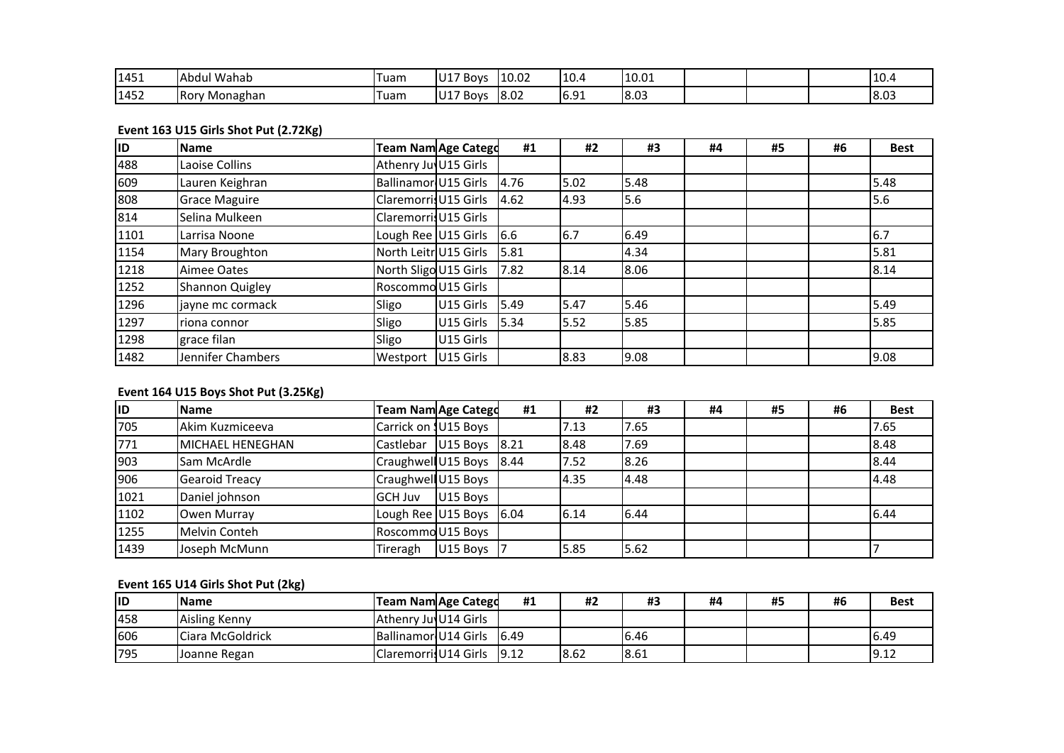| | | | | | | | | | | |
|---|---|---|---|---|---|---|---|---|---|---|
| 1451 | Abdul Wahab | Tuam | U17 Boys | 10.02 | 10.4 | 10.01 | | | | 10.4 |
| 1452 | Rory Monaghan | Tuam | U17 Boys | 8.02 | 6.91 | 8.03 | | | | 8.03 |

### Event 163 U15 Girls Shot Put (2.72Kg)

| ID | Name | Team Nam | Age Catego | #1 | #2 | #3 | #4 | #5 | #6 | Best |
|---|---|---|---|---|---|---|---|---|---|---|
| 488 | Laoise Collins | Athenry Ju | U15 Girls | | | | | | | |
| 609 | Lauren Keighran | Ballinamor | U15 Girls | 4.76 | 5.02 | 5.48 | | | | 5.48 |
| 808 | Grace Maguire | Claremorri | U15 Girls | 4.62 | 4.93 | 5.6 | | | | 5.6 |
| 814 | Selina Mulkeen | Claremorri | U15 Girls | | | | | | | |
| 1101 | Larrisa Noone | Lough Ree | U15 Girls | 6.6 | 6.7 | 6.49 | | | | 6.7 |
| 1154 | Mary Broughton | North Leitr | U15 Girls | 5.81 | | 4.34 | | | | 5.81 |
| 1218 | Aimee Oates | North Sligo | U15 Girls | 7.82 | 8.14 | 8.06 | | | | 8.14 |
| 1252 | Shannon Quigley | Roscommo | U15 Girls | | | | | | | |
| 1296 | jayne mc cormack | Sligo | U15 Girls | 5.49 | 5.47 | 5.46 | | | | 5.49 |
| 1297 | riona connor | Sligo | U15 Girls | 5.34 | 5.52 | 5.85 | | | | 5.85 |
| 1298 | grace filan | Sligo | U15 Girls | | | | | | | |
| 1482 | Jennifer Chambers | Westport | U15 Girls | | 8.83 | 9.08 | | | | 9.08 |

### Event 164 U15 Boys Shot Put (3.25Kg)

| ID | Name | Team Nam | Age Catego | #1 | #2 | #3 | #4 | #5 | #6 | Best |
|---|---|---|---|---|---|---|---|---|---|---|
| 705 | Akim Kuzmiceeva | Carrick on | U15 Boys | | 7.13 | 7.65 | | | | 7.65 |
| 771 | MICHAEL HENEGHAN | Castlebar | U15 Boys | 8.21 | 8.48 | 7.69 | | | | 8.48 |
| 903 | Sam McArdle | Craughwell | U15 Boys | 8.44 | 7.52 | 8.26 | | | | 8.44 |
| 906 | Gearoid Treacy | Craughwell | U15 Boys | | 4.35 | 4.48 | | | | 4.48 |
| 1021 | Daniel johnson | GCH Juv | U15 Boys | | | | | | | |
| 1102 | Owen Murray | Lough Ree | U15 Boys | 6.04 | 6.14 | 6.44 | | | | 6.44 |
| 1255 | Melvin Conteh | Roscommo | U15 Boys | | | | | | | |
| 1439 | Joseph McMunn | Tireragh | U15 Boys | 7 | 5.85 | 5.62 | | | | 7 |

### Event 165 U14 Girls Shot Put (2kg)

| ID | Name | Team Nam | Age Catego | #1 | #2 | #3 | #4 | #5 | #6 | Best |
|---|---|---|---|---|---|---|---|---|---|---|
| 458 | Aisling Kenny | Athenry Ju | U14 Girls | | | | | | | |
| 606 | Ciara McGoldrick | Ballinamor | U14 Girls | 6.49 | | 6.46 | | | | 6.49 |
| 795 | Joanne Regan | Claremorri | U14 Girls | 9.12 | 8.62 | 8.61 | | | | 9.12 |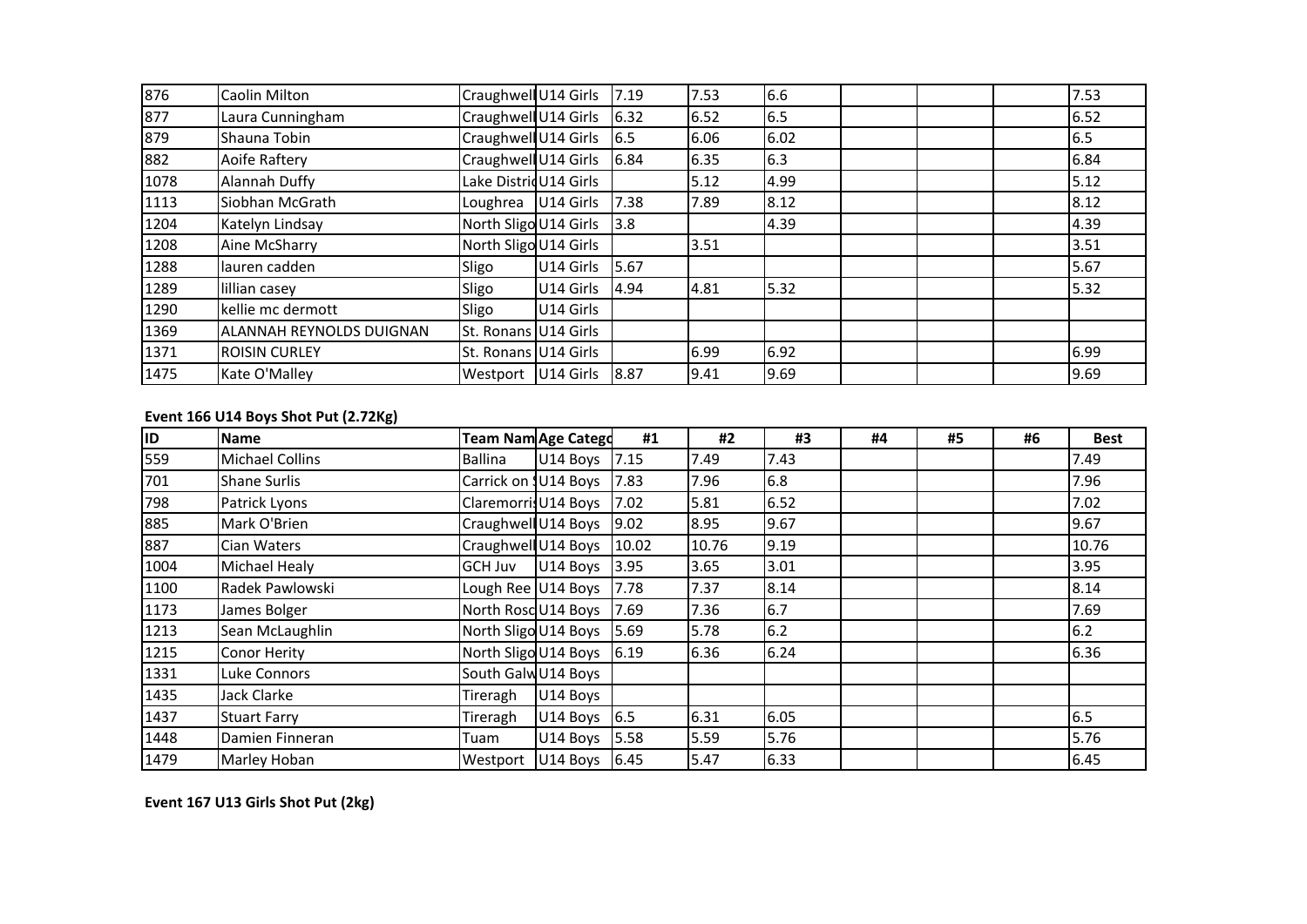| | | | | | | | | | | |
|---|---|---|---|---|---|---|---|---|---|---|
| 876 | Caolin Milton | Craughwell | U14 Girls | 7.19 | 7.53 | 6.6 | | | | 7.53 |
| 877 | Laura Cunningham | Craughwell | U14 Girls | 6.32 | 6.52 | 6.5 | | | | 6.52 |
| 879 | Shauna Tobin | Craughwell | U14 Girls | 6.5 | 6.06 | 6.02 | | | | 6.5 |
| 882 | Aoife Raftery | Craughwell | U14 Girls | 6.84 | 6.35 | 6.3 | | | | 6.84 |
| 1078 | Alannah Duffy | Lake Distric | U14 Girls | | 5.12 | 4.99 | | | | 5.12 |
| 1113 | Siobhan McGrath | Loughrea | U14 Girls | 7.38 | 7.89 | 8.12 | | | | 8.12 |
| 1204 | Katelyn Lindsay | North Sligo | U14 Girls | 3.8 | | 4.39 | | | | 4.39 |
| 1208 | Aine McSharry | North Sligo | U14 Girls | | 3.51 | | | | | 3.51 |
| 1288 | lauren cadden | Sligo | U14 Girls | 5.67 | | | | | | 5.67 |
| 1289 | lillian casey | Sligo | U14 Girls | 4.94 | 4.81 | 5.32 | | | | 5.32 |
| 1290 | kellie mc dermott | Sligo | U14 Girls | | | | | | | |
| 1369 | ALANNAH REYNOLDS DUIGNAN | St. Ronans | U14 Girls | | | | | | | |
| 1371 | ROISIN CURLEY | St. Ronans | U14 Girls | | 6.99 | 6.92 | | | | 6.99 |
| 1475 | Kate O'Malley | Westport | U14 Girls | 8.87 | 9.41 | 9.69 | | | | 9.69 |

**Event 166 U14 Boys Shot Put (2.72Kg)**

| ID | Name | Team Nam | Age Catego | #1 | #2 | #3 | #4 | #5 | #6 | Best |
|---|---|---|---|---|---|---|---|---|---|---|
| 559 | Michael Collins | Ballina | U14 Boys | 7.15 | 7.49 | 7.43 | | | | 7.49 |
| 701 | Shane Surlis | Carrick on S | U14 Boys | 7.83 | 7.96 | 6.8 | | | | 7.96 |
| 798 | Patrick Lyons | Claremorris | U14 Boys | 7.02 | 5.81 | 6.52 | | | | 7.02 |
| 885 | Mark O'Brien | Craughwell | U14 Boys | 9.02 | 8.95 | 9.67 | | | | 9.67 |
| 887 | Cian Waters | Craughwell | U14 Boys | 10.02 | 10.76 | 9.19 | | | | 10.76 |
| 1004 | Michael Healy | GCH Juv | U14 Boys | 3.95 | 3.65 | 3.01 | | | | 3.95 |
| 1100 | Radek Pawlowski | Lough Ree | U14 Boys | 7.78 | 7.37 | 8.14 | | | | 8.14 |
| 1173 | James Bolger | North Rosc | U14 Boys | 7.69 | 7.36 | 6.7 | | | | 7.69 |
| 1213 | Sean McLaughlin | North Sligo | U14 Boys | 5.69 | 5.78 | 6.2 | | | | 6.2 |
| 1215 | Conor Herity | North Sligo | U14 Boys | 6.19 | 6.36 | 6.24 | | | | 6.36 |
| 1331 | Luke Connors | South Galw | U14 Boys | | | | | | | |
| 1435 | Jack Clarke | Tireragh | U14 Boys | | | | | | | |
| 1437 | Stuart Farry | Tireragh | U14 Boys | 6.5 | 6.31 | 6.05 | | | | 6.5 |
| 1448 | Damien Finneran | Tuam | U14 Boys | 5.58 | 5.59 | 5.76 | | | | 5.76 |
| 1479 | Marley Hoban | Westport | U14 Boys | 6.45 | 5.47 | 6.33 | | | | 6.45 |

**Event 167 U13 Girls Shot Put (2kg)**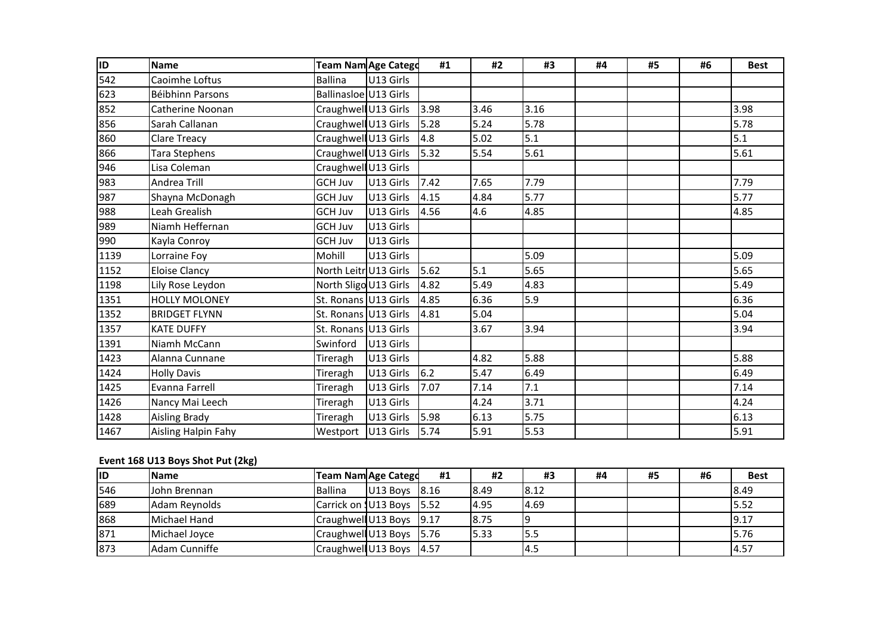| ID | Name | Team Nam | Age Catego | #1 | #2 | #3 | #4 | #5 | #6 | Best |
|---|---|---|---|---|---|---|---|---|---|---|
| 542 | Caoimhe Loftus | Ballina | U13 Girls | | | | | | | |
| 623 | Béibhinn Parsons | Ballinasloe | U13 Girls | | | | | | | |
| 852 | Catherine Noonan | Craughwell | U13 Girls | 3.98 | 3.46 | 3.16 | | | | 3.98 |
| 856 | Sarah Callanan | Craughwell | U13 Girls | 5.28 | 5.24 | 5.78 | | | | 5.78 |
| 860 | Clare Treacy | Craughwell | U13 Girls | 4.8 | 5.02 | 5.1 | | | | 5.1 |
| 866 | Tara Stephens | Craughwell | U13 Girls | 5.32 | 5.54 | 5.61 | | | | 5.61 |
| 946 | Lisa Coleman | Craughwell | U13 Girls | | | | | | | |
| 983 | Andrea Trill | GCH Juv | U13 Girls | 7.42 | 7.65 | 7.79 | | | | 7.79 |
| 987 | Shayna McDonagh | GCH Juv | U13 Girls | 4.15 | 4.84 | 5.77 | | | | 5.77 |
| 988 | Leah Grealish | GCH Juv | U13 Girls | 4.56 | 4.6 | 4.85 | | | | 4.85 |
| 989 | Niamh Heffernan | GCH Juv | U13 Girls | | | | | | | |
| 990 | Kayla Conroy | GCH Juv | U13 Girls | | | | | | | |
| 1139 | Lorraine Foy | Mohill | U13 Girls | | | 5.09 | | | | 5.09 |
| 1152 | Eloise Clancy | North Leitr | U13 Girls | 5.62 | 5.1 | 5.65 | | | | 5.65 |
| 1198 | Lily Rose Leydon | North Sligo | U13 Girls | 4.82 | 5.49 | 4.83 | | | | 5.49 |
| 1351 | HOLLY MOLONEY | St. Ronans | U13 Girls | 4.85 | 6.36 | 5.9 | | | | 6.36 |
| 1352 | BRIDGET FLYNN | St. Ronans | U13 Girls | 4.81 | 5.04 | | | | | 5.04 |
| 1357 | KATE DUFFY | St. Ronans | U13 Girls | | 3.67 | 3.94 | | | | 3.94 |
| 1391 | Niamh McCann | Swinford | U13 Girls | | | | | | | |
| 1423 | Alanna Cunnane | Tireragh | U13 Girls | | 4.82 | 5.88 | | | | 5.88 |
| 1424 | Holly Davis | Tireragh | U13 Girls | 6.2 | 5.47 | 6.49 | | | | 6.49 |
| 1425 | Evanna Farrell | Tireragh | U13 Girls | 7.07 | 7.14 | 7.1 | | | | 7.14 |
| 1426 | Nancy Mai Leech | Tireragh | U13 Girls | | 4.24 | 3.71 | | | | 4.24 |
| 1428 | Aisling Brady | Tireragh | U13 Girls | 5.98 | 6.13 | 5.75 | | | | 6.13 |
| 1467 | Aisling Halpin Fahy | Westport | U13 Girls | 5.74 | 5.91 | 5.53 | | | | 5.91 |

**Event 168 U13 Boys Shot Put (2kg)**

| ID | Name | Team Nam | Age Catego | #1 | #2 | #3 | #4 | #5 | #6 | Best |
|---|---|---|---|---|---|---|---|---|---|---|
| 546 | John Brennan | Ballina | U13 Boys | 8.16 | 8.49 | 8.12 | | | | 8.49 |
| 689 | Adam Reynolds | Carrick on S | U13 Boys | 5.52 | 4.95 | 4.69 | | | | 5.52 |
| 868 | Michael Hand | Craughwell | U13 Boys | 9.17 | 8.75 | 9 | | | | 9.17 |
| 871 | Michael Joyce | Craughwell | U13 Boys | 5.76 | 5.33 | 5.5 | | | | 5.76 |
| 873 | Adam Cunniffe | Craughwell | U13 Boys | 4.57 | | 4.5 | | | | 4.57 |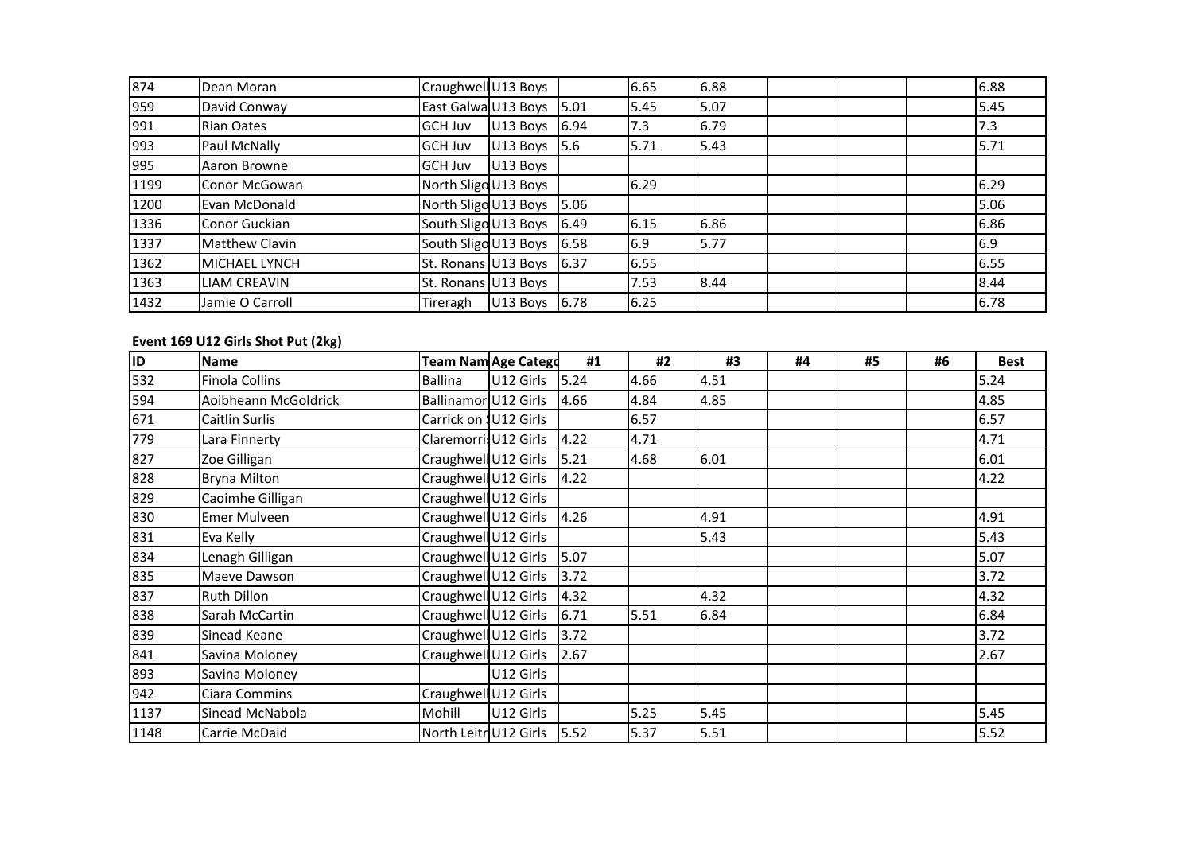| | | | | | | | | | | |
|---|---|---|---|---|---|---|---|---|---|---|
| 874 | Dean Moran | Craughwell | U13 Boys | | 6.65 | 6.88 | | | | 6.88 |
| 959 | David Conway | East Galwa | U13 Boys | 5.01 | 5.45 | 5.07 | | | | 5.45 |
| 991 | Rian Oates | GCH Juv | U13 Boys | 6.94 | 7.3 | 6.79 | | | | 7.3 |
| 993 | Paul McNally | GCH Juv | U13 Boys | 5.6 | 5.71 | 5.43 | | | | 5.71 |
| 995 | Aaron Browne | GCH Juv | U13 Boys | | | | | | | |
| 1199 | Conor McGowan | North Sligo | U13 Boys | | 6.29 | | | | | 6.29 |
| 1200 | Evan McDonald | North Sligo | U13 Boys | 5.06 | | | | | | 5.06 |
| 1336 | Conor Guckian | South Sligo | U13 Boys | 6.49 | 6.15 | 6.86 | | | | 6.86 |
| 1337 | Matthew Clavin | South Sligo | U13 Boys | 6.58 | 6.9 | 5.77 | | | | 6.9 |
| 1362 | MICHAEL LYNCH | St. Ronans | U13 Boys | 6.37 | 6.55 | | | | | 6.55 |
| 1363 | LIAM CREAVIN | St. Ronans | U13 Boys | | 7.53 | 8.44 | | | | 8.44 |
| 1432 | Jamie O Carroll | Tireragh | U13 Boys | 6.78 | 6.25 | | | | | 6.78 |

**Event 169 U12 Girls Shot Put (2kg)**

| ID | Name | Team Nam | Age Catego | #1 | #2 | #3 | #4 | #5 | #6 | Best |
|---|---|---|---|---|---|---|---|---|---|---|
| 532 | Finola Collins | Ballina | U12 Girls | 5.24 | 4.66 | 4.51 | | | | 5.24 |
| 594 | Aoibheann McGoldrick | Ballinamor | U12 Girls | 4.66 | 4.84 | 4.85 | | | | 4.85 |
| 671 | Caitlin Surlis | Carrick on S | U12 Girls | | 6.57 | | | | | 6.57 |
| 779 | Lara Finnerty | Claremorris | U12 Girls | 4.22 | 4.71 | | | | | 4.71 |
| 827 | Zoe Gilligan | Craughwell | U12 Girls | 5.21 | 4.68 | 6.01 | | | | 6.01 |
| 828 | Bryna Milton | Craughwell | U12 Girls | 4.22 | | | | | | 4.22 |
| 829 | Caoimhe Gilligan | Craughwell | U12 Girls | | | | | | | |
| 830 | Emer Mulveen | Craughwell | U12 Girls | 4.26 | | 4.91 | | | | 4.91 |
| 831 | Eva Kelly | Craughwell | U12 Girls | | | 5.43 | | | | 5.43 |
| 834 | Lenagh Gilligan | Craughwell | U12 Girls | 5.07 | | | | | | 5.07 |
| 835 | Maeve Dawson | Craughwell | U12 Girls | 3.72 | | | | | | 3.72 |
| 837 | Ruth Dillon | Craughwell | U12 Girls | 4.32 | | 4.32 | | | | 4.32 |
| 838 | Sarah McCartin | Craughwell | U12 Girls | 6.71 | 5.51 | 6.84 | | | | 6.84 |
| 839 | Sinead Keane | Craughwell | U12 Girls | 3.72 | | | | | | 3.72 |
| 841 | Savina Moloney | Craughwell | U12 Girls | 2.67 | | | | | | 2.67 |
| 893 | Savina Moloney | | U12 Girls | | | | | | | |
| 942 | Ciara Commins | Craughwell | U12 Girls | | | | | | | |
| 1137 | Sinead McNabola | Mohill | U12 Girls | | 5.25 | 5.45 | | | | 5.45 |
| 1148 | Carrie McDaid | North Leitr | U12 Girls | 5.52 | 5.37 | 5.51 | | | | 5.52 |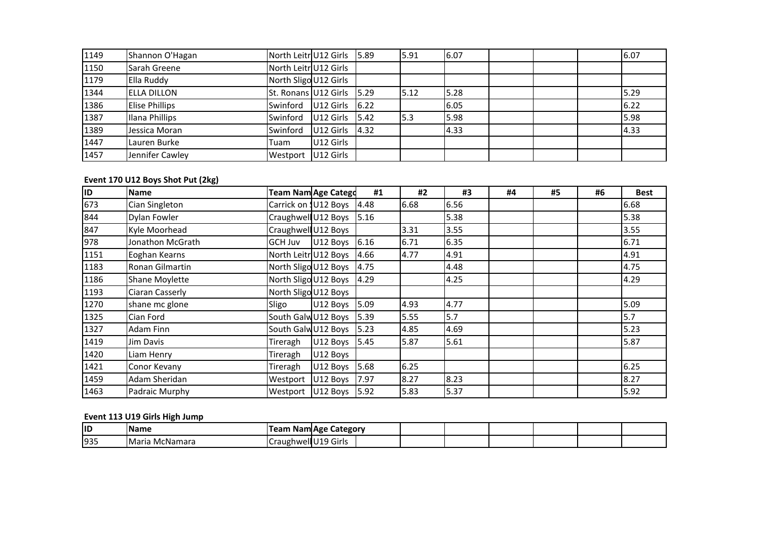| | | | | | | | | | | |
|---|---|---|---|---|---|---|---|---|---|---|
| 1149 | Shannon O'Hagan | North Leitr | U12 Girls | 5.89 | 5.91 | 6.07 | | | | 6.07 |
| 1150 | Sarah Greene | North Leitr | U12 Girls | | | | | | | |
| 1179 | Ella Ruddy | North Sligo | U12 Girls | | | | | | | |
| 1344 | ELLA DILLON | St. Ronans | U12 Girls | 5.29 | 5.12 | 5.28 | | | | 5.29 |
| 1386 | Elise Phillips | Swinford | U12 Girls | 6.22 | | 6.05 | | | | 6.22 |
| 1387 | Ilana Phillips | Swinford | U12 Girls | 5.42 | 5.3 | 5.98 | | | | 5.98 |
| 1389 | Jessica Moran | Swinford | U12 Girls | 4.32 | | 4.33 | | | | 4.33 |
| 1447 | Lauren Burke | Tuam | U12 Girls | | | | | | | |
| 1457 | Jennifer Cawley | Westport | U12 Girls | | | | | | | |

**Event 170 U12 Boys Shot Put (2kg)**

| ID | Name | Team Nam | Age Catego | #1 | #2 | #3 | #4 | #5 | #6 | Best |
|---|---|---|---|---|---|---|---|---|---|---|
| 673 | Cian Singleton | Carrick on S | U12 Boys | 4.48 | 6.68 | 6.56 | | | | 6.68 |
| 844 | Dylan Fowler | Craughwell | U12 Boys | 5.16 | | 5.38 | | | | 5.38 |
| 847 | Kyle Moorhead | Craughwell | U12 Boys | | 3.31 | 3.55 | | | | 3.55 |
| 978 | Jonathon McGrath | GCH Juv | U12 Boys | 6.16 | 6.71 | 6.35 | | | | 6.71 |
| 1151 | Eoghan Kearns | North Leitr | U12 Boys | 4.66 | 4.77 | 4.91 | | | | 4.91 |
| 1183 | Ronan Gilmartin | North Sligo | U12 Boys | 4.75 | | 4.48 | | | | 4.75 |
| 1186 | Shane Moylette | North Sligo | U12 Boys | 4.29 | | 4.25 | | | | 4.29 |
| 1193 | Ciaran Casserly | North Sligo | U12 Boys | | | | | | | |
| 1270 | shane mc glone | Sligo | U12 Boys | 5.09 | 4.93 | 4.77 | | | | 5.09 |
| 1325 | Cian Ford | South Galw | U12 Boys | 5.39 | 5.55 | 5.7 | | | | 5.7 |
| 1327 | Adam Finn | South Galw | U12 Boys | 5.23 | 4.85 | 4.69 | | | | 5.23 |
| 1419 | Jim Davis | Tireragh | U12 Boys | 5.45 | 5.87 | 5.61 | | | | 5.87 |
| 1420 | Liam Henry | Tireragh | U12 Boys | | | | | | | |
| 1421 | Conor Kevany | Tireragh | U12 Boys | 5.68 | 6.25 | | | | | 6.25 |
| 1459 | Adam Sheridan | Westport | U12 Boys | 7.97 | 8.27 | 8.23 | | | | 8.27 |
| 1463 | Padraic Murphy | Westport | U12 Boys | 5.92 | 5.83 | 5.37 | | | | 5.92 |

**Event 113 U19 Girls High Jump**

| ID | Name | Team Nam | Age Category | | | | | | | |
|---|---|---|---|---|---|---|---|---|---|---|
| 935 | Maria McNamara | Craughwell | U19 Girls | | | | | | | |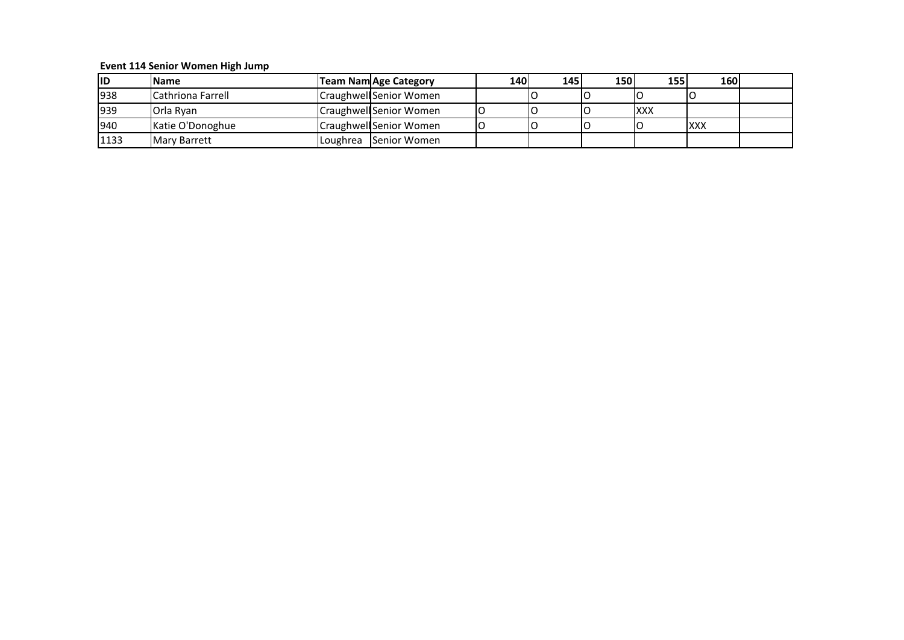**Event 114 Senior Women High Jump**

| ID | Name | Team Nam | Age Category | 140 | 145 | 150 | 155 | 160 | |
|---|---|---|---|---|---|---|---|---|---|
| 938 | Cathriona Farrell | Craughwell | Senior Women | | O | O | O | O | |
| 939 | Orla Ryan | Craughwell | Senior Women | O | O | O | XXX | | |
| 940 | Katie O'Donoghue | Craughwell | Senior Women | O | O | O | O | XXX | |
| 1133 | Mary Barrett | Loughrea | Senior Women | | | | | | |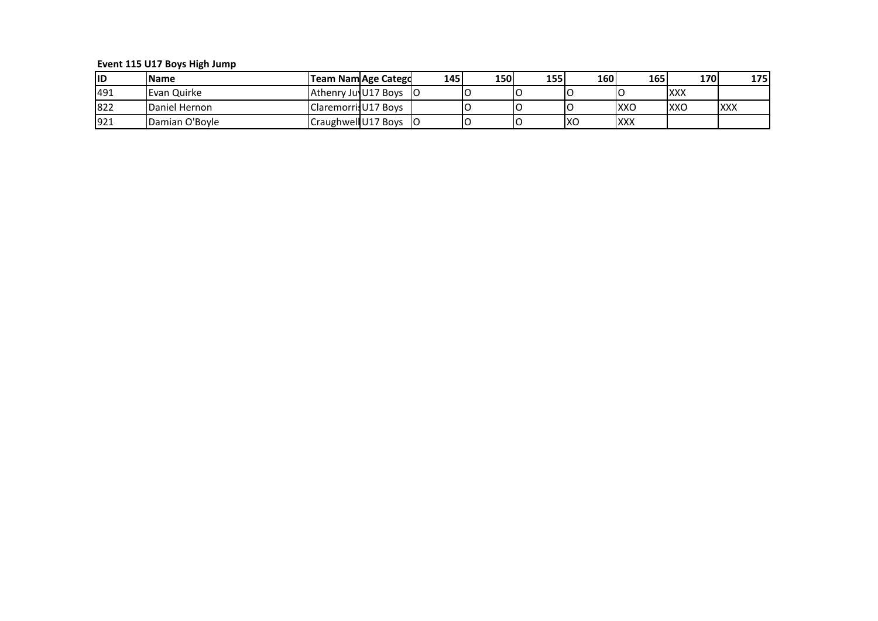**Event 115 U17 Boys High Jump**

| ID | Name | Team Nam | Age Catego | 145 | 150 | 155 | 160 | 165 | 170 | 175 |
|---|---|---|---|---|---|---|---|---|---|---|
| 491 | Evan Quirke | Athenry Ju | U17 Boys | O | O | O | O | O | XXX | |
| 822 | Daniel Hernon | Claremorris | U17 Boys | | O | O | O | XXO | XXO | XXX |
| 921 | Damian O'Boyle | Craughwell | U17 Boys | O | O | O | XO | XXX | | |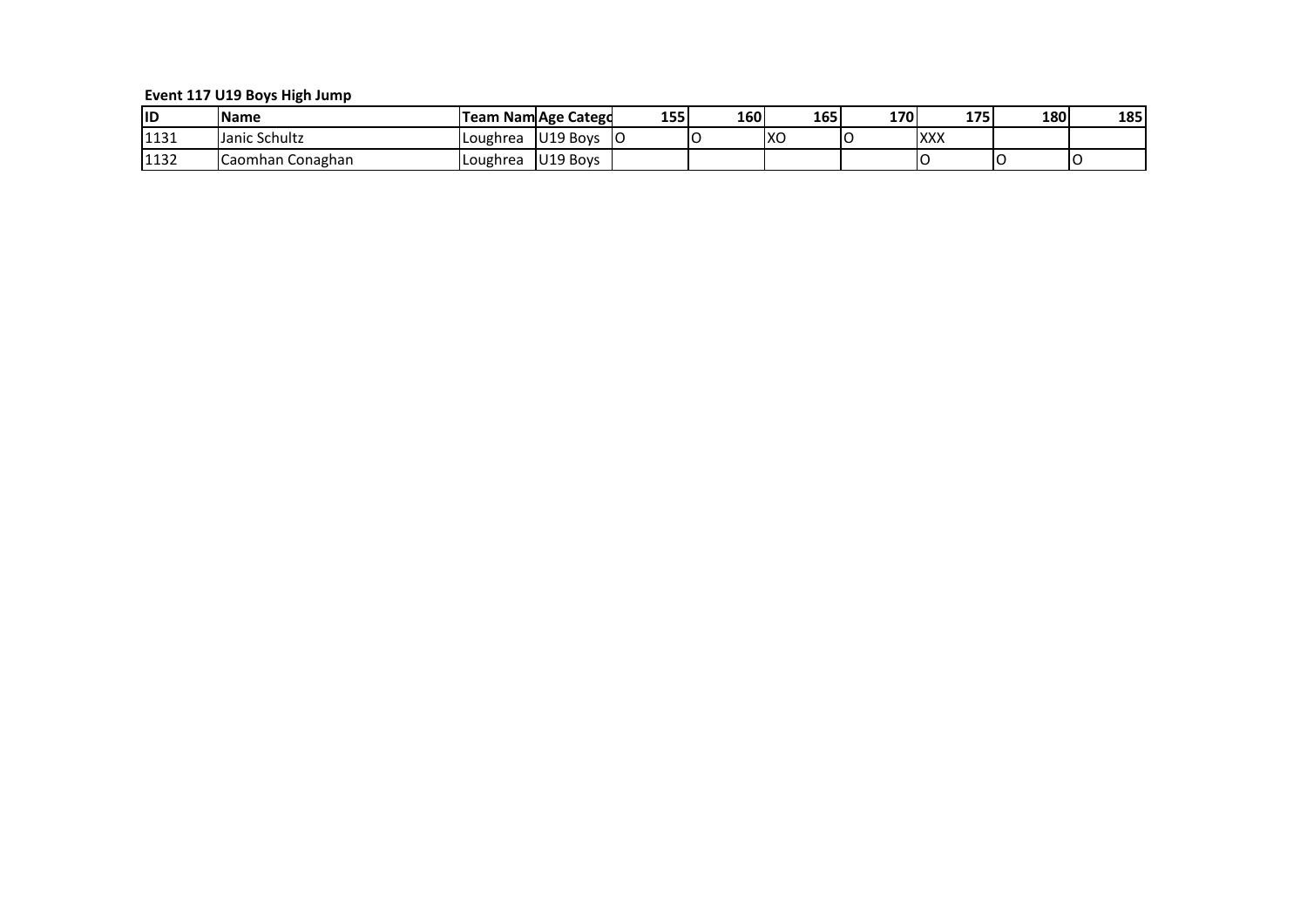**Event 117 U19 Boys High Jump**

| ID | Name | Team Nam | Age Catego | 155 | 160 | 165 | 170 | 175 | 180 | 185 |
|---|---|---|---|---|---|---|---|---|---|---|
| 1131 | Janic Schultz | Loughrea | U19 Boys | O | O | XO | O | XXX | | |
| 1132 | Caomhan Conaghan | Loughrea | U19 Boys | | | | | O | O | O |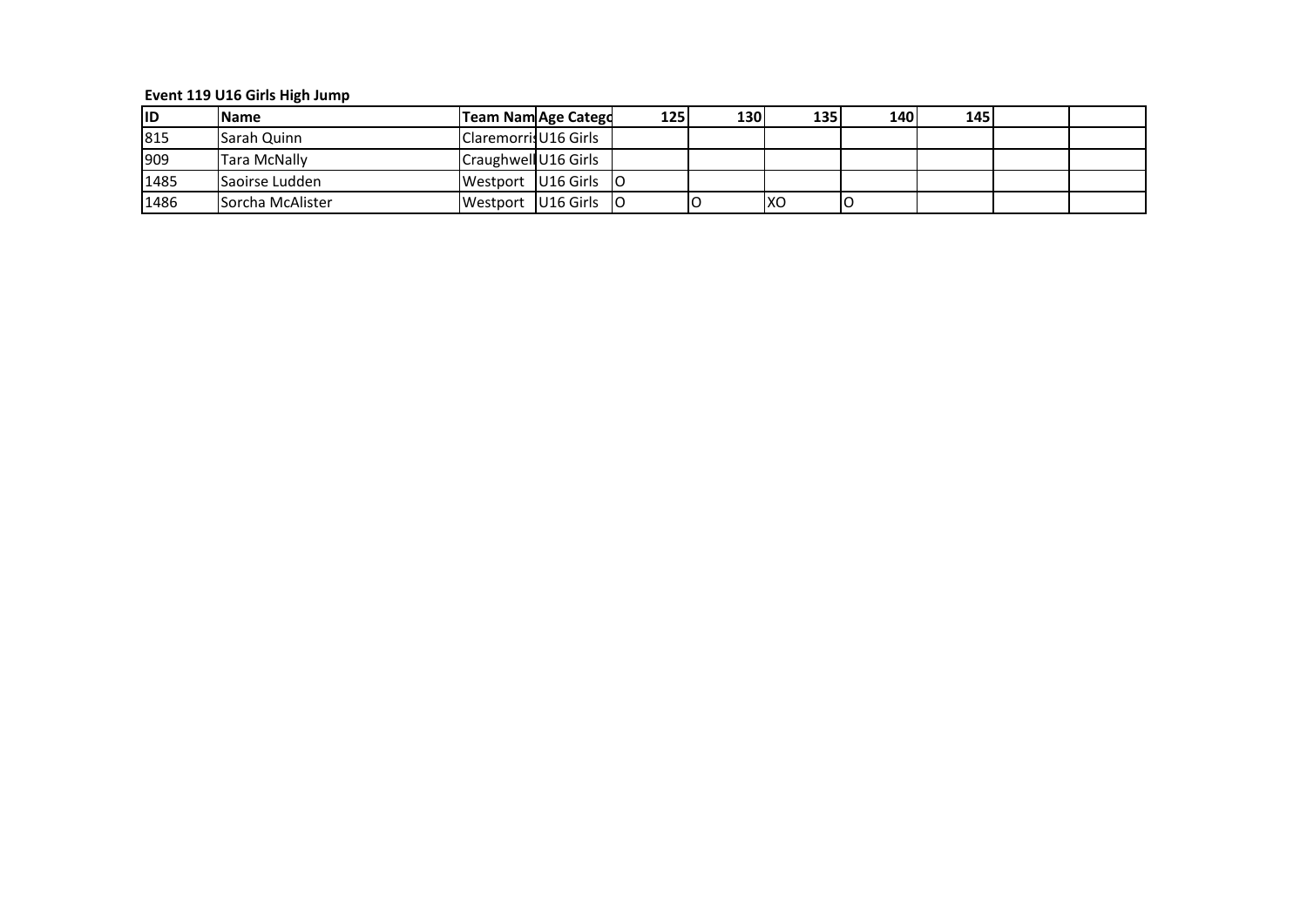**Event 119 U16 Girls High Jump**

| ID | Name | Team Nam | Age Catego | 125 | 130 | 135 | 140 | 145 | | |
|---|---|---|---|---|---|---|---|---|---|---|
| 815 | Sarah Quinn | Claremorris | U16 Girls | | | | | | | |
| 909 | Tara McNally | Craughwell | U16 Girls | | | | | | | |
| 1485 | Saoirse Ludden | Westport | U16 Girls | O | | | | | | |
| 1486 | Sorcha McAlister | Westport | U16 Girls | O | O | XO | O | | | |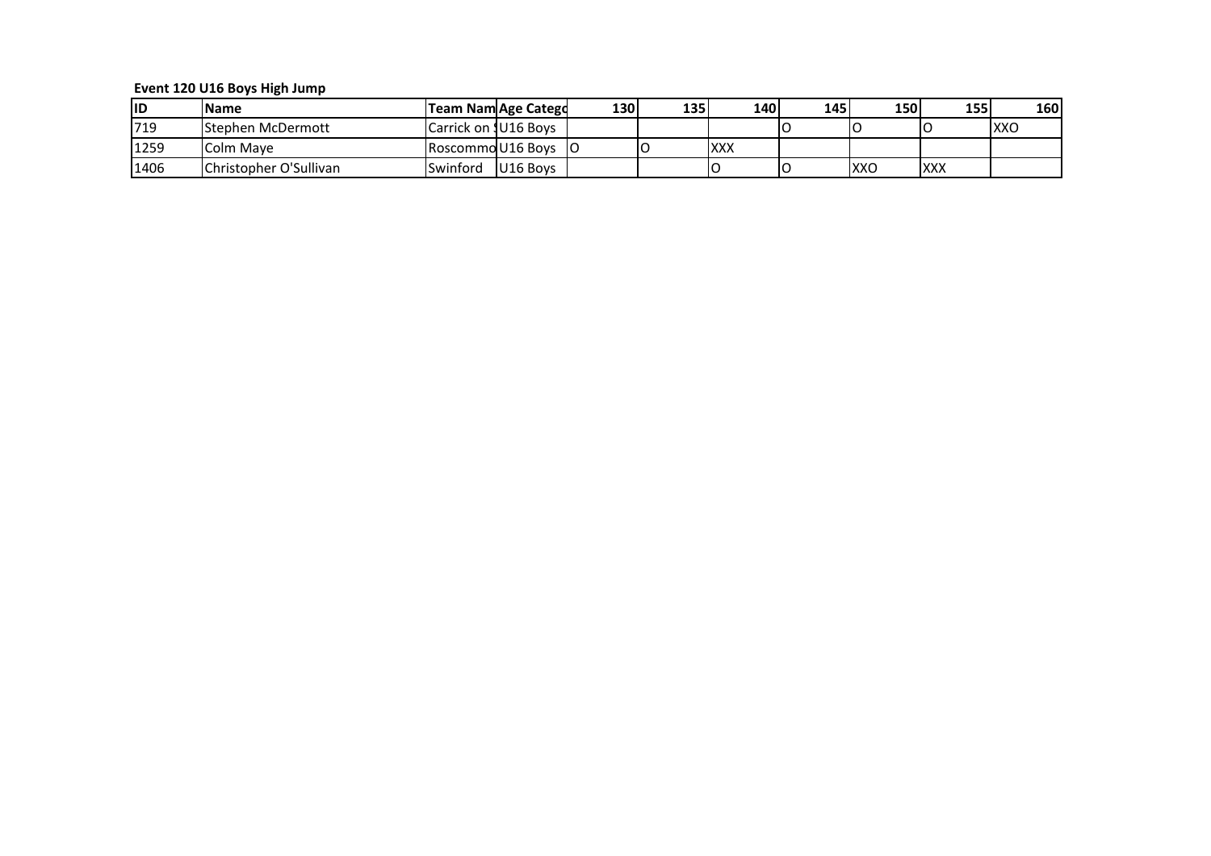**Event 120 U16 Boys High Jump**

| ID | Name | Team Nam | Age Catego | 130 | 135 | 140 | 145 | 150 | 155 | 160 |
|---|---|---|---|---|---|---|---|---|---|---|
| 719 | Stephen McDermott | Carrick on S | U16 Boys | | | | O | O | O | XXO |
| 1259 | Colm Maye | Roscommo | U16 Boys | O | O | XXX | | | | |
| 1406 | Christopher O'Sullivan | Swinford | U16 Boys | | | O | O | XXO | XXX | |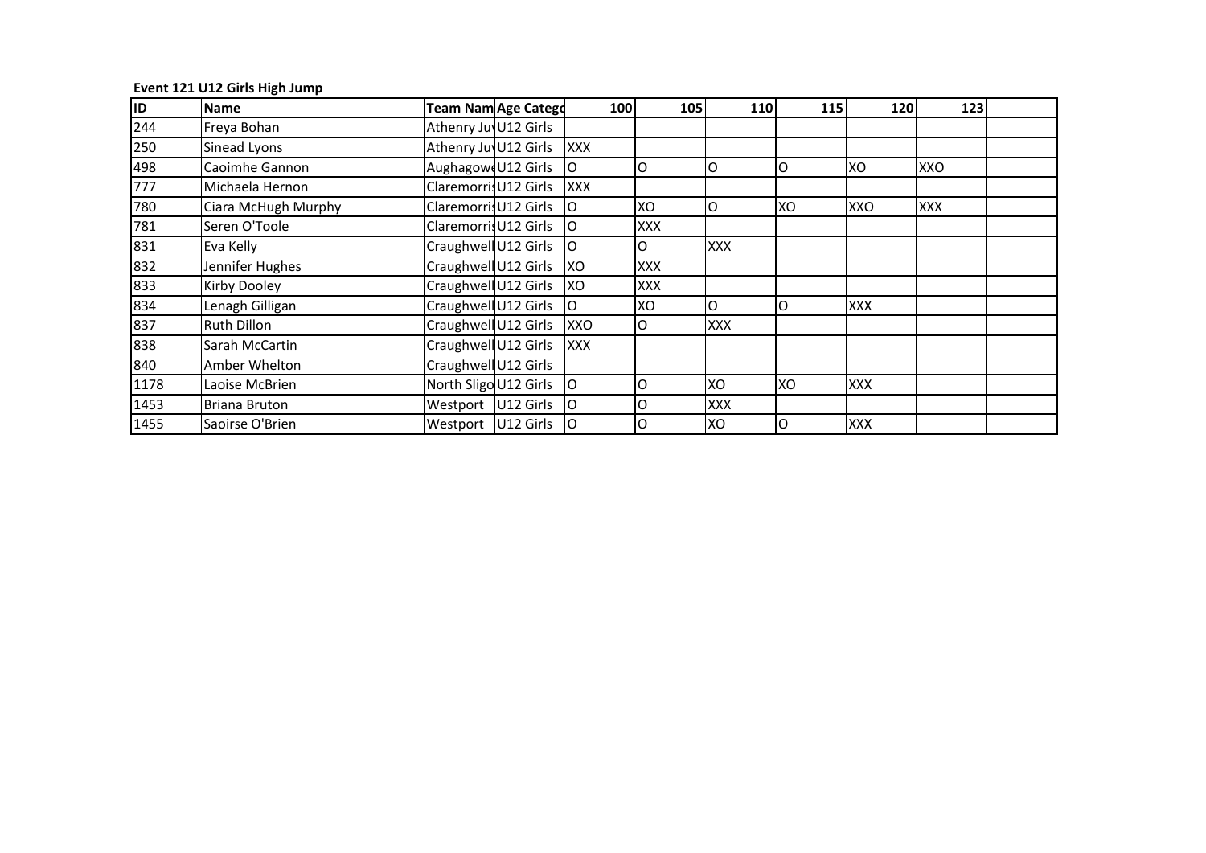**Event 121 U12 Girls High Jump**

| ID | Name | Team Nam | Age Catego | 100 | 105 | 110 | 115 | 120 | 123 | |
|---|---|---|---|---|---|---|---|---|---|---|
| 244 | Freya Bohan | Athenry Ju | U12 Girls | | | | | | | |
| 250 | Sinead Lyons | Athenry Ju | U12 Girls | XXX | | | | | | |
| 498 | Caoimhe Gannon | Aughagowe | U12 Girls | O | O | O | O | XO | XXO | |
| 777 | Michaela Hernon | Claremorris | U12 Girls | XXX | | | | | | |
| 780 | Ciara McHugh Murphy | Claremorris | U12 Girls | O | XO | O | XO | XXO | XXX | |
| 781 | Seren O'Toole | Claremorris | U12 Girls | O | XXX | | | | | |
| 831 | Eva Kelly | Craughwell | U12 Girls | O | O | XXX | | | | |
| 832 | Jennifer Hughes | Craughwell | U12 Girls | XO | XXX | | | | | |
| 833 | Kirby Dooley | Craughwell | U12 Girls | XO | XXX | | | | | |
| 834 | Lenagh Gilligan | Craughwell | U12 Girls | O | XO | O | O | XXX | | |
| 837 | Ruth Dillon | Craughwell | U12 Girls | XXO | O | XXX | | | | |
| 838 | Sarah McCartin | Craughwell | U12 Girls | XXX | | | | | | |
| 840 | Amber Whelton | Craughwell | U12 Girls | | | | | | | |
| 1178 | Laoise McBrien | North Sligo | U12 Girls | O | O | XO | XO | XXX | | |
| 1453 | Briana Bruton | Westport | U12 Girls | O | O | XXX | | | | |
| 1455 | Saoirse O'Brien | Westport | U12 Girls | O | O | XO | O | XXX | | |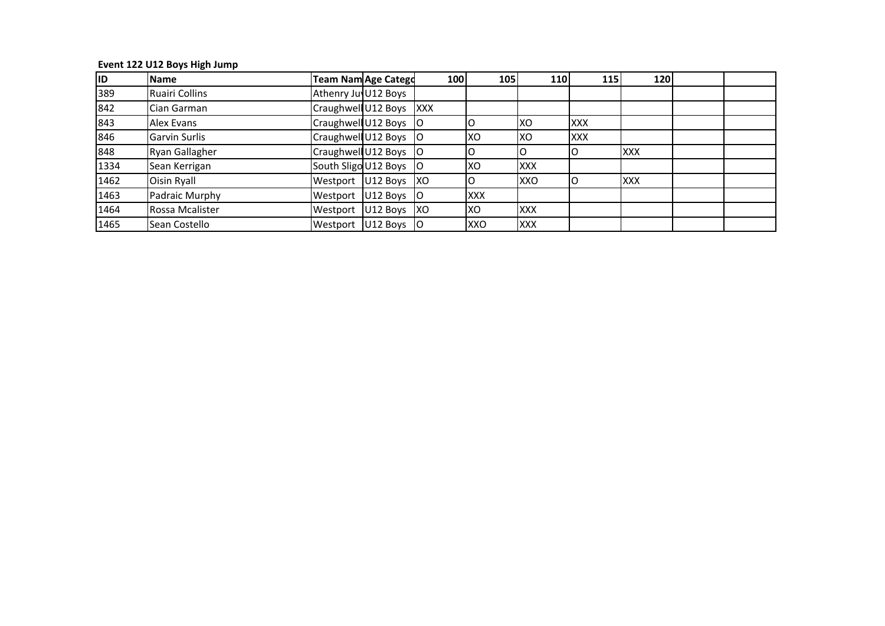**Event 122 U12 Boys High Jump**

| ID | Name | Team Nam | Age Catego | 100 | 105 | 110 | 115 | 120 | | |
|---|---|---|---|---|---|---|---|---|---|---|
| 389 | Ruairi Collins | Athenry Ju | U12 Boys | | | | | | | |
| 842 | Cian Garman | Craughwell | U12 Boys | XXX | | | | | | |
| 843 | Alex Evans | Craughwell | U12 Boys | O | O | XO | XXX | | | |
| 846 | Garvin Surlis | Craughwell | U12 Boys | O | XO | XO | XXX | | | |
| 848 | Ryan Gallagher | Craughwell | U12 Boys | O | O | O | O | XXX | | |
| 1334 | Sean Kerrigan | South Sligo | U12 Boys | O | XO | XXX | | | | |
| 1462 | Oisin Ryall | Westport | U12 Boys | XO | O | XXO | O | XXX | | |
| 1463 | Padraic Murphy | Westport | U12 Boys | O | XXX | | | | | |
| 1464 | Rossa Mcalister | Westport | U12 Boys | XO | XO | XXX | | | | |
| 1465 | Sean Costello | Westport | U12 Boys | O | XXO | XXX | | | | |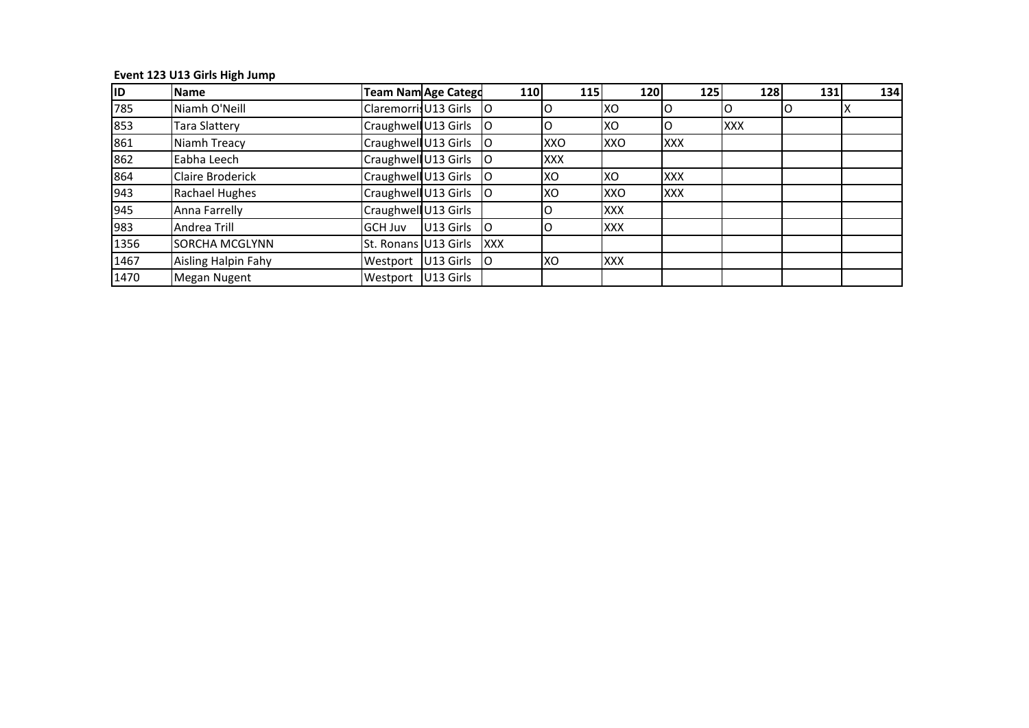**Event 123 U13 Girls High Jump**

| ID | Name | Team Nam | Age Catego | 110 | 115 | 120 | 125 | 128 | 131 | 134 |
|---|---|---|---|---|---|---|---|---|---|---|
| 785 | Niamh O'Neill | Claremorris | U13 Girls | O | O | XO | O | O | O | X |
| 853 | Tara Slattery | Craughwell | U13 Girls | O | O | XO | O | XXX | | |
| 861 | Niamh Treacy | Craughwell | U13 Girls | O | XXO | XXO | XXX | | | |
| 862 | Eabha Leech | Craughwell | U13 Girls | O | XXX | | | | | |
| 864 | Claire Broderick | Craughwell | U13 Girls | O | XO | XO | XXX | | | |
| 943 | Rachael Hughes | Craughwell | U13 Girls | O | XO | XXO | XXX | | | |
| 945 | Anna Farrelly | Craughwell | U13 Girls | | O | XXX | | | | |
| 983 | Andrea Trill | GCH Juv | U13 Girls | O | O | XXX | | | | |
| 1356 | SORCHA MCGLYNN | St. Ronans | U13 Girls | XXX | | | | | | |
| 1467 | Aisling Halpin Fahy | Westport | U13 Girls | O | XO | XXX | | | | |
| 1470 | Megan Nugent | Westport | U13 Girls | | | | | | | |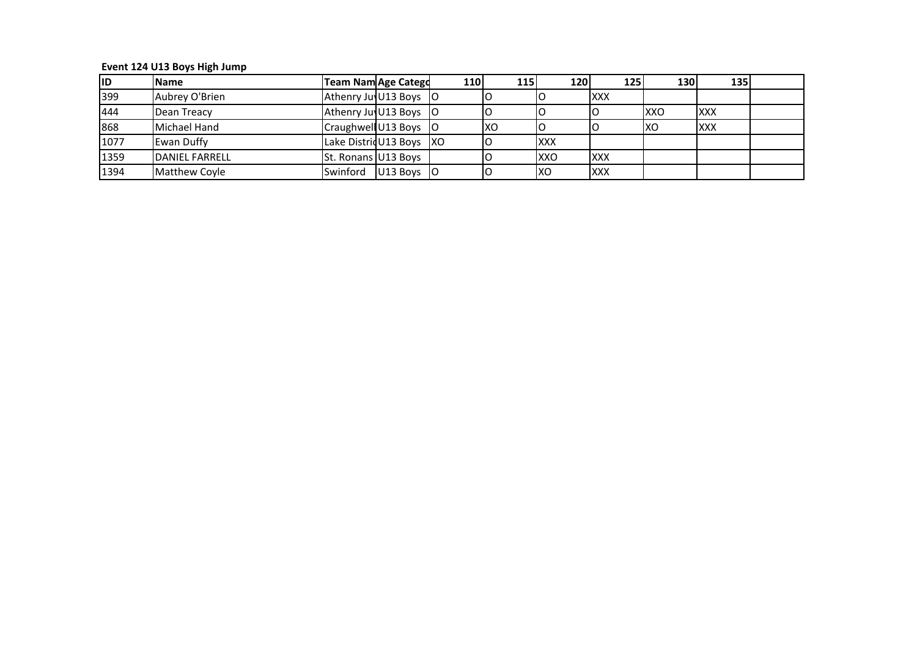**Event 124 U13 Boys High Jump**

| ID | Name | Team Nam | Age Catego | 110 | 115 | 120 | 125 | 130 | 135 | |
|---|---|---|---|---|---|---|---|---|---|---|
| 399 | Aubrey O'Brien | Athenry Ju | U13 Boys | O | O | O | XXX | | | |
| 444 | Dean Treacy | Athenry Ju | U13 Boys | O | O | O | O | XXO | XXX | |
| 868 | Michael Hand | Craughwell | U13 Boys | O | XO | O | O | XO | XXX | |
| 1077 | Ewan Duffy | Lake Distric | U13 Boys | XO | O | XXX | | | | |
| 1359 | DANIEL FARRELL | St. Ronans | U13 Boys | | O | XXO | XXX | | | |
| 1394 | Matthew Coyle | Swinford | U13 Boys | O | O | XO | XXX | | | |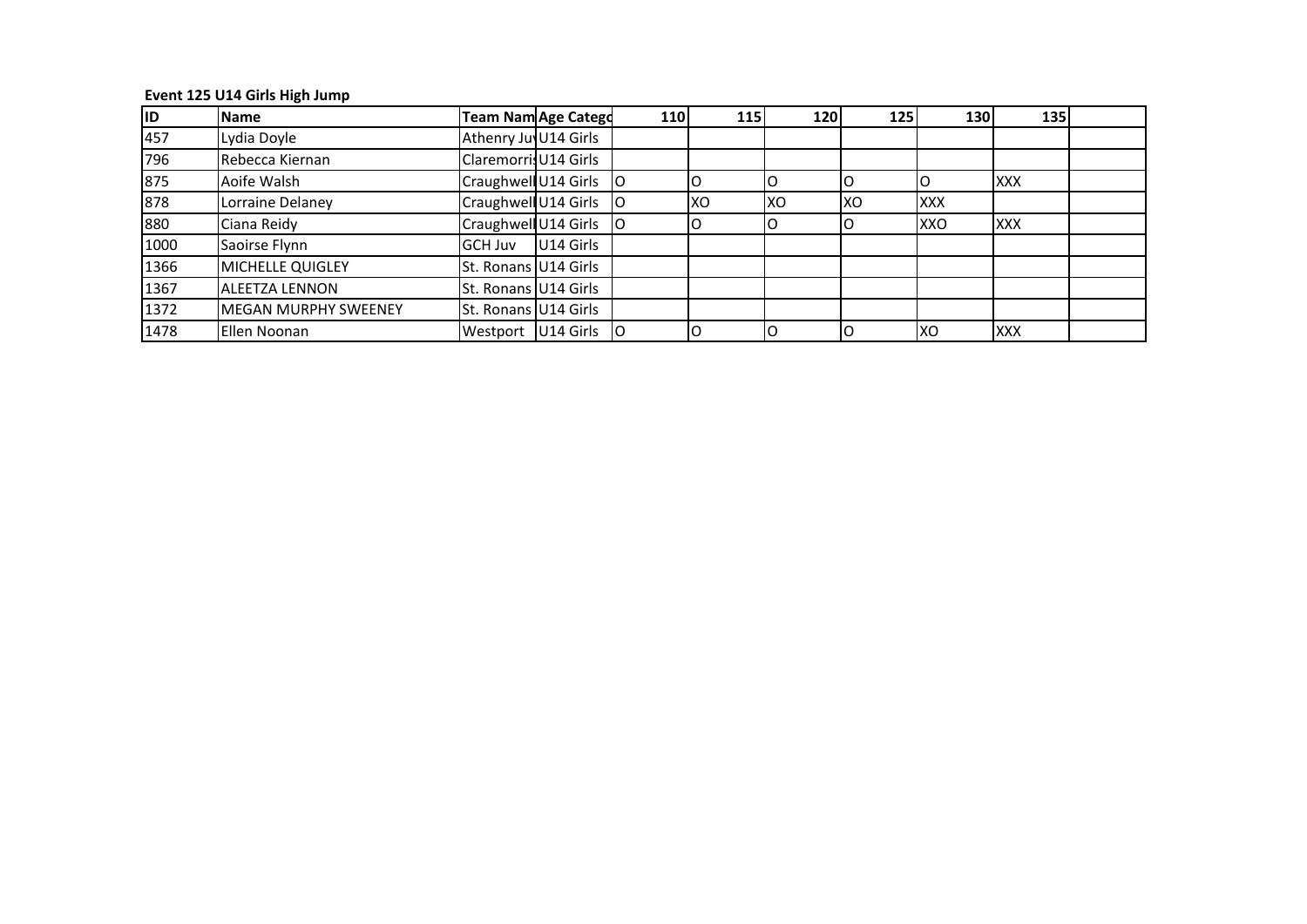**Event 125 U14 Girls High Jump**

| ID | Name | Team Nam | Age Catego | 110 | 115 | 120 | 125 | 130 | 135 | |
|---|---|---|---|---|---|---|---|---|---|---|
| 457 | Lydia Doyle | Athenry Ju | U14 Girls | | | | | | | |
| 796 | Rebecca Kiernan | Claremorri | U14 Girls | | | | | | | |
| 875 | Aoife Walsh | Craughwell | U14 Girls | O | O | O | O | O | XXX | |
| 878 | Lorraine Delaney | Craughwell | U14 Girls | O | XO | XO | XO | XXX | | |
| 880 | Ciana Reidy | Craughwell | U14 Girls | O | O | O | O | XXO | XXX | |
| 1000 | Saoirse Flynn | GCH Juv | U14 Girls | | | | | | | |
| 1366 | MICHELLE QUIGLEY | St. Ronans | U14 Girls | | | | | | | |
| 1367 | ALEETZA LENNON | St. Ronans | U14 Girls | | | | | | | |
| 1372 | MEGAN MURPHY SWEENEY | St. Ronans | U14 Girls | | | | | | | |
| 1478 | Ellen Noonan | Westport | U14 Girls | O | O | O | O | XO | XXX | |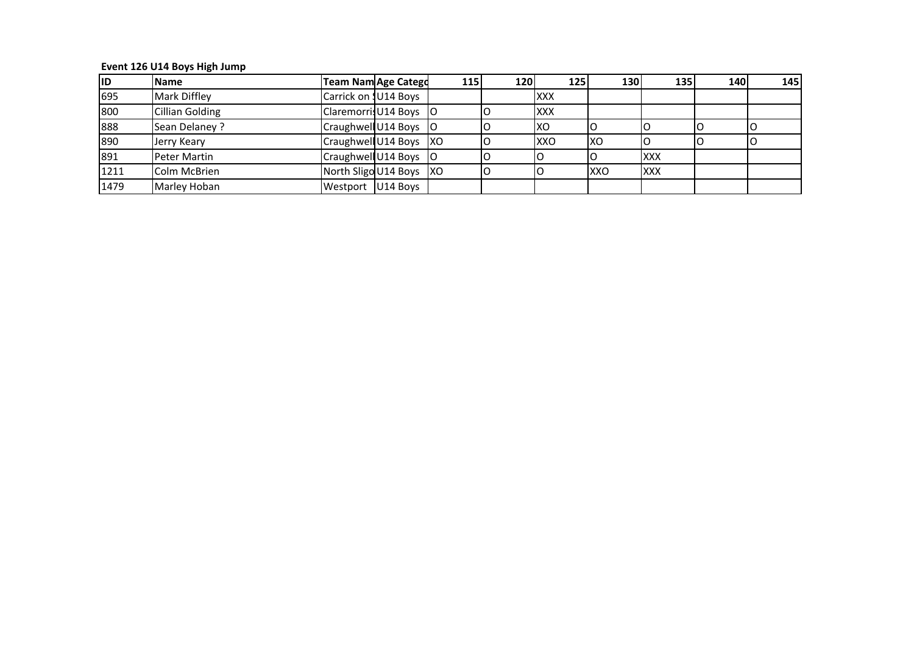**Event 126 U14 Boys High Jump**

| ID | Name | Team Nam | Age Catego | 115 | 120 | 125 | 130 | 135 | 140 | 145 |
|---|---|---|---|---|---|---|---|---|---|---|
| 695 | Mark Diffley | Carrick on S | U14 Boys | | | XXX | | | | |
| 800 | Cillian Golding | Claremorris | U14 Boys | O | O | XXX | | | | |
| 888 | Sean Delaney ? | Craughwell | U14 Boys | O | O | XO | O | O | O | O |
| 890 | Jerry Keary | Craughwell | U14 Boys | XO | O | XXO | XO | O | O | O |
| 891 | Peter Martin | Craughwell | U14 Boys | O | O | O | O | XXX | | |
| 1211 | Colm McBrien | North Sligo | U14 Boys | XO | O | O | XXO | XXX | | |
| 1479 | Marley Hoban | Westport | U14 Boys | | | | | | | |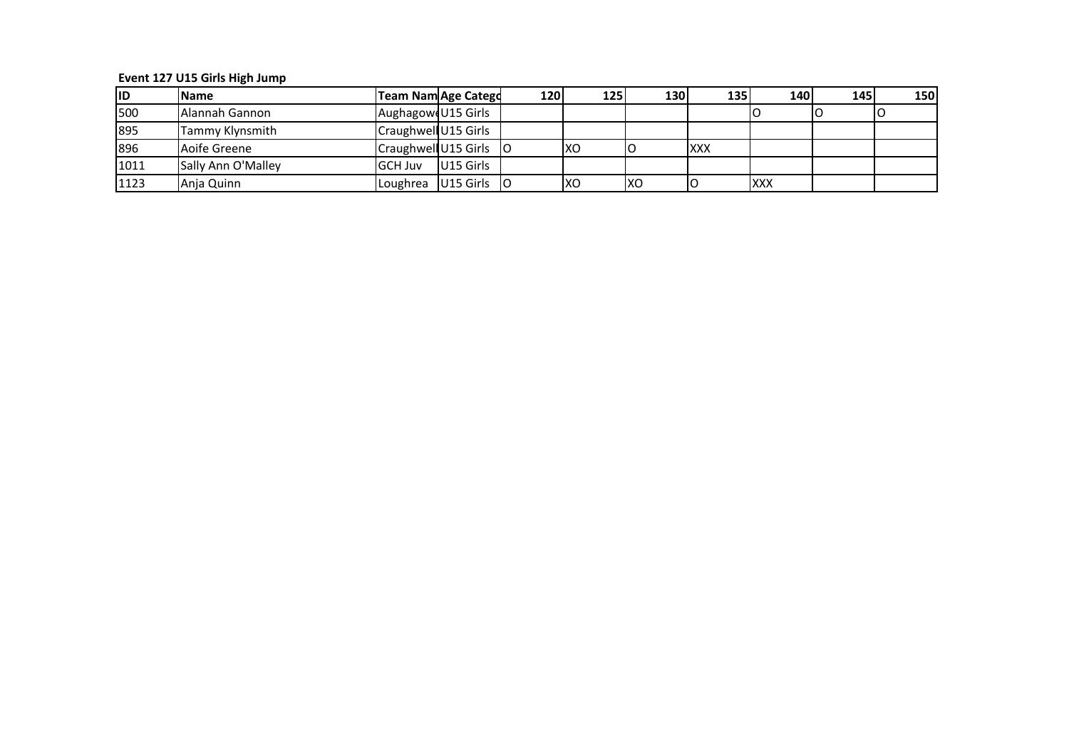**Event 127 U15 Girls High Jump**

| ID | Name | Team Nam | Age Catego | 120 | 125 | 130 | 135 | 140 | 145 | 150 |
|---|---|---|---|---|---|---|---|---|---|---|
| 500 | Alannah Gannon | Aughagowe | U15 Girls | | | | | O | O | O |
| 895 | Tammy Klynsmith | Craughwell | U15 Girls | | | | | | | |
| 896 | Aoife Greene | Craughwell | U15 Girls | O | XO | O | XXX | | | |
| 1011 | Sally Ann O'Malley | GCH Juv | U15 Girls | | | | | | | |
| 1123 | Anja Quinn | Loughrea | U15 Girls | O | XO | XO | O | XXX | | |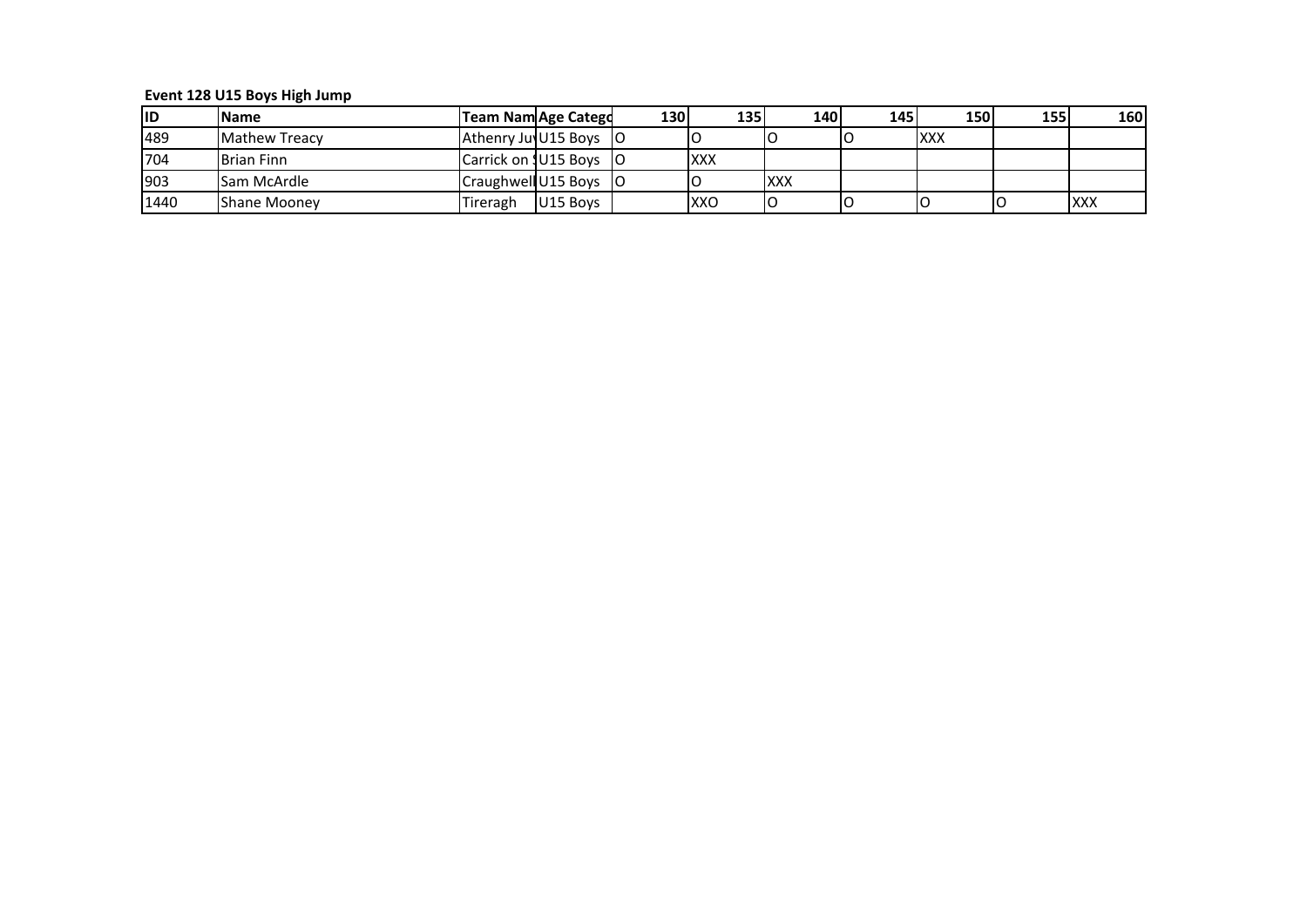**Event 128 U15 Boys High Jump**

| ID | Name | Team Nam | Age Catego | 130 | 135 | 140 | 145 | 150 | 155 | 160 |
|---|---|---|---|---|---|---|---|---|---|---|
| 489 | Mathew Treacy | Athenry Ju | U15 Boys | O | O | O | O | XXX | | |
| 704 | Brian Finn | Carrick on | U15 Boys | O | XXX | | | | | |
| 903 | Sam McArdle | Craughwell | U15 Boys | O | O | XXX | | | | |
| 1440 | Shane Mooney | Tireragh | U15 Boys | | XXO | O | O | O | O | XXX |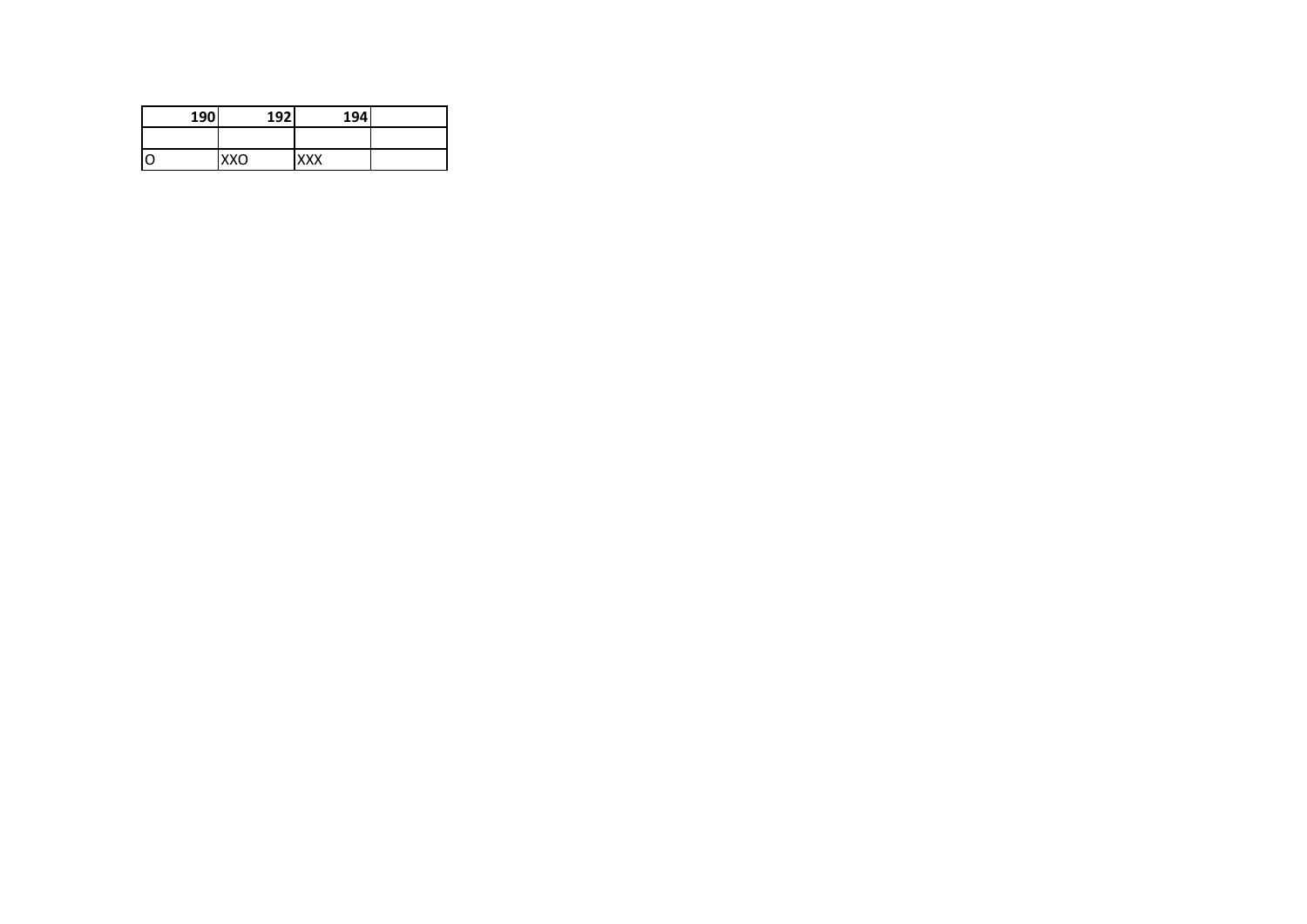| 190 | 192 | 194 | |
|---|---|---|---|
| | | | |
| O | XXO | XXX | |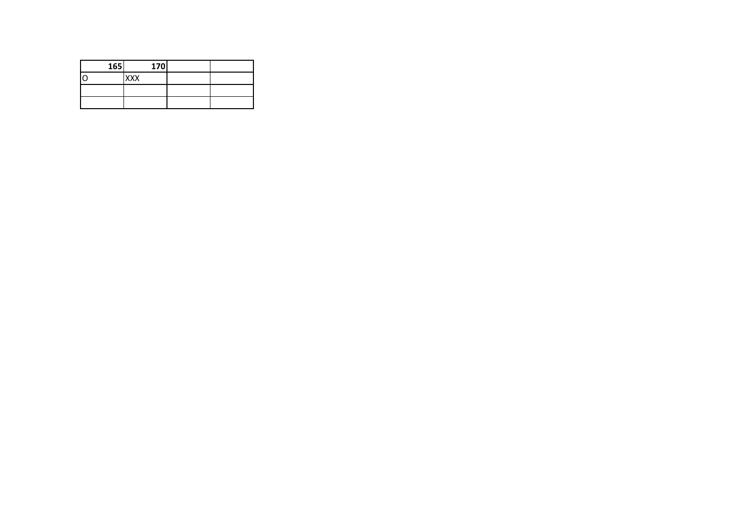| 165 | 170 | | |
|---|---|---|---|
| O | XXX | | |
| | | | |
| | | | |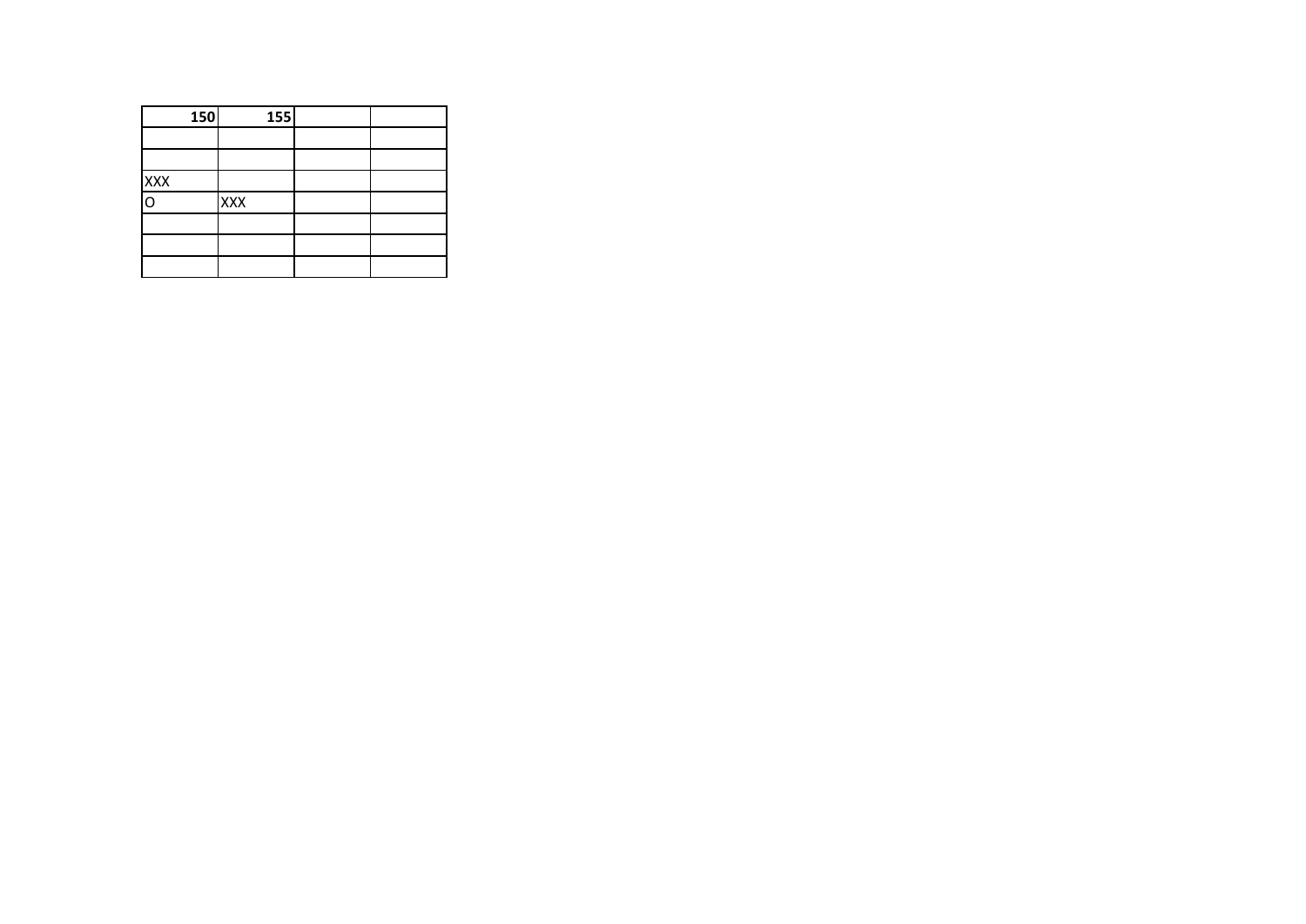| 150 | 155 | | |
|---|---|---|---|
| | | | |
| | | | |
| XXX | | | |
| O | XXX | | |
| | | | |
| | | | |
| | | | |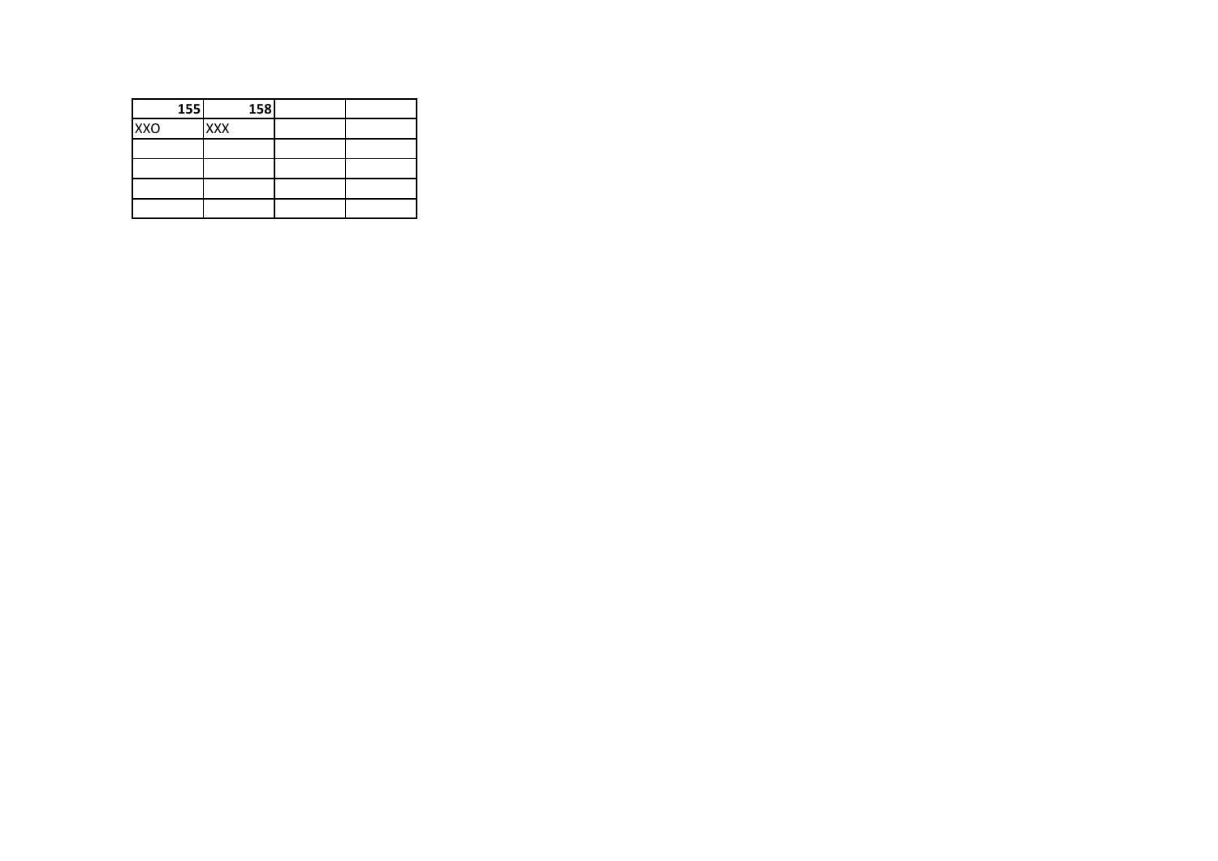| 155 | 158 | | |
|---|---|---|---|
| XXO | XXX | | |
| | | | |
| | | | |
| | | | |
| | | | |